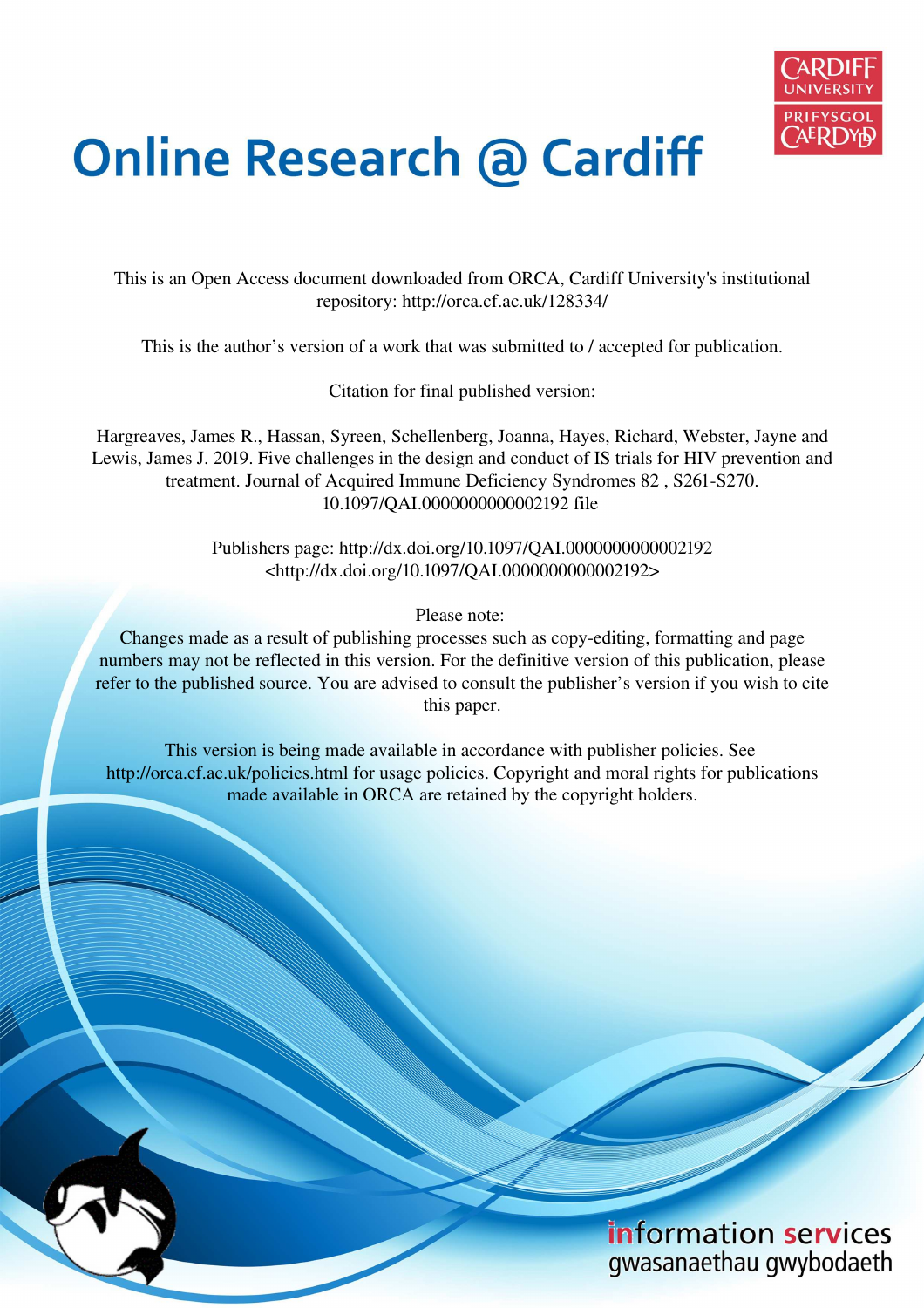# Online Research @ Cardiff

This is an Open Access document downloaded from ORCA, Cardiff University's institutional repository: http://orca.cf.ac.uk/128334/

This is the author's version of a work that was submitted to / accepted for publication.

Citation for final published version:

Hargreaves, James R., Hassan, Syreen, Schellenberg, Joanna, Hayes, Richard, Webster, Jayne and Lewis, James J. 2019. Five challenges in the design and conduct of IS trials for HIV prevention and treatment. Journal of Acquired Immune Deficiency Syndromes 82 , S261-S270. 10.1097/QAI.0000000000002192 file

Publishers page: http://dx.doi.org/10.1097/QAI.0000000000002192 <http://dx.doi.org/10.1097/QAI.0000000000002192>

Please note:
Changes made as a result of publishing processes such as copy-editing, formatting and page numbers may not be reflected in this version. For the definitive version of this publication, please refer to the published source. You are advised to consult the publisher's version if you wish to cite this paper.

This version is being made available in accordance with publisher policies. See http://orca.cf.ac.uk/policies.html for usage policies. Copyright and moral rights for publications made available in ORCA are retained by the copyright holders.

information services
gwasanaethau gwybodaeth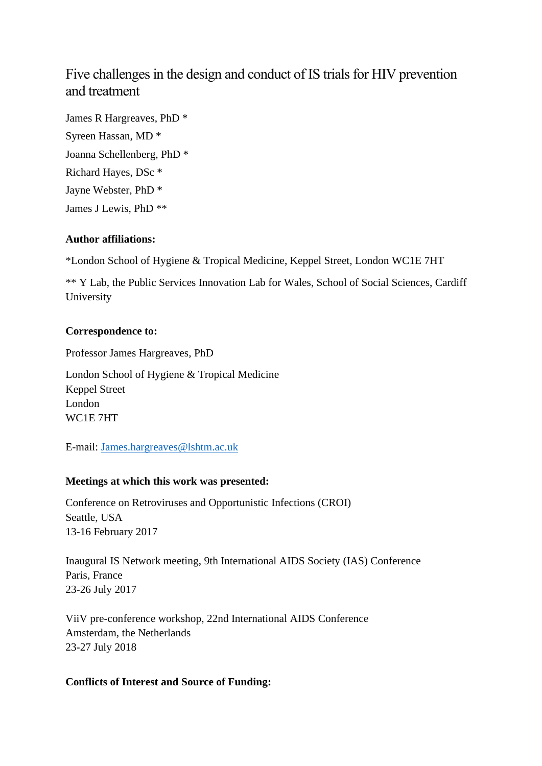# Five challenges in the design and conduct of IS trials for HIV prevention and treatment

James R Hargreaves, PhD *

Syreen Hassan, MD *

Joanna Schellenberg, PhD *

Richard Hayes, DSc *

Jayne Webster, PhD *

James J Lewis, PhD **

**Author affiliations:**

*London School of Hygiene & Tropical Medicine, Keppel Street, London WC1E 7HT

** Y Lab, the Public Services Innovation Lab for Wales, School of Social Sciences, Cardiff University

**Correspondence to:**

Professor James Hargreaves, PhD

London School of Hygiene & Tropical Medicine
Keppel Street
London
WC1E 7HT

E-mail: James.hargreaves@lshtm.ac.uk

**Meetings at which this work was presented:**

Conference on Retroviruses and Opportunistic Infections (CROI)
Seattle, USA
13-16 February 2017

Inaugural IS Network meeting, 9th International AIDS Society (IAS) Conference
Paris, France
23-26 July 2017

ViiV pre-conference workshop, 22nd International AIDS Conference
Amsterdam, the Netherlands
23-27 July 2018

**Conflicts of Interest and Source of Funding:**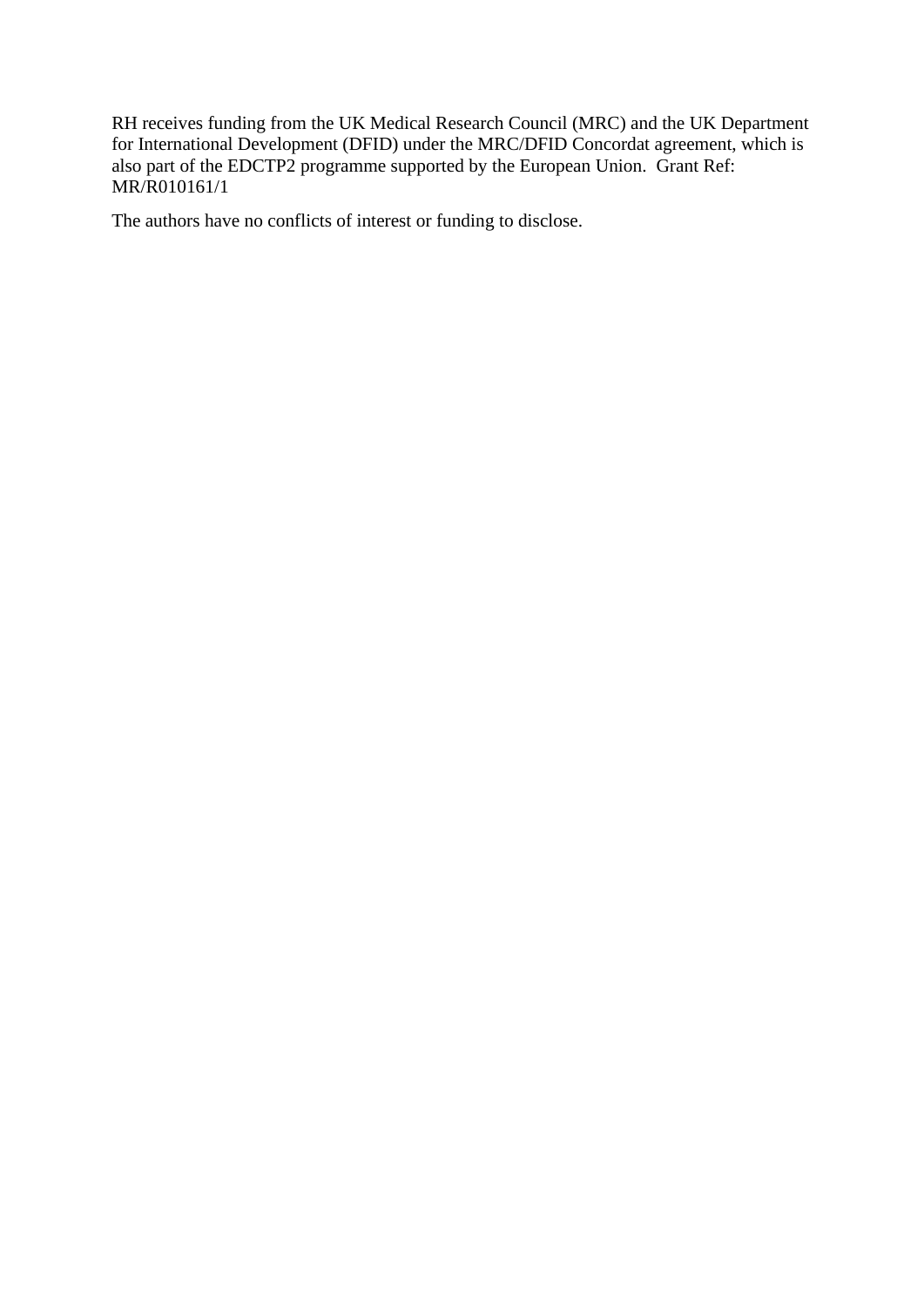RH receives funding from the UK Medical Research Council (MRC) and the UK Department for International Development (DFID) under the MRC/DFID Concordat agreement, which is also part of the EDCTP2 programme supported by the European Union. Grant Ref: MR/R010161/1

The authors have no conflicts of interest or funding to disclose.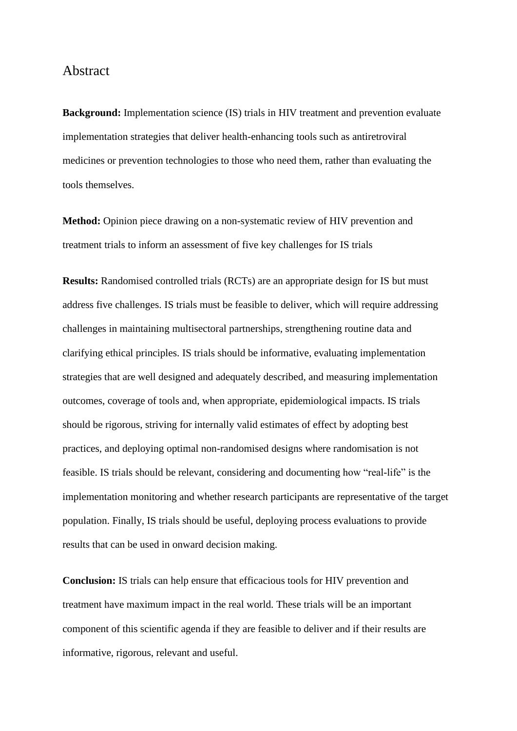# Abstract

**Background:** Implementation science (IS) trials in HIV treatment and prevention evaluate implementation strategies that deliver health-enhancing tools such as antiretroviral medicines or prevention technologies to those who need them, rather than evaluating the tools themselves.

**Method:** Opinion piece drawing on a non-systematic review of HIV prevention and treatment trials to inform an assessment of five key challenges for IS trials

**Results:** Randomised controlled trials (RCTs) are an appropriate design for IS but must address five challenges. IS trials must be feasible to deliver, which will require addressing challenges in maintaining multisectoral partnerships, strengthening routine data and clarifying ethical principles. IS trials should be informative, evaluating implementation strategies that are well designed and adequately described, and measuring implementation outcomes, coverage of tools and, when appropriate, epidemiological impacts. IS trials should be rigorous, striving for internally valid estimates of effect by adopting best practices, and deploying optimal non-randomised designs where randomisation is not feasible. IS trials should be relevant, considering and documenting how "real-life" is the implementation monitoring and whether research participants are representative of the target population. Finally, IS trials should be useful, deploying process evaluations to provide results that can be used in onward decision making.

**Conclusion:** IS trials can help ensure that efficacious tools for HIV prevention and treatment have maximum impact in the real world. These trials will be an important component of this scientific agenda if they are feasible to deliver and if their results are informative, rigorous, relevant and useful.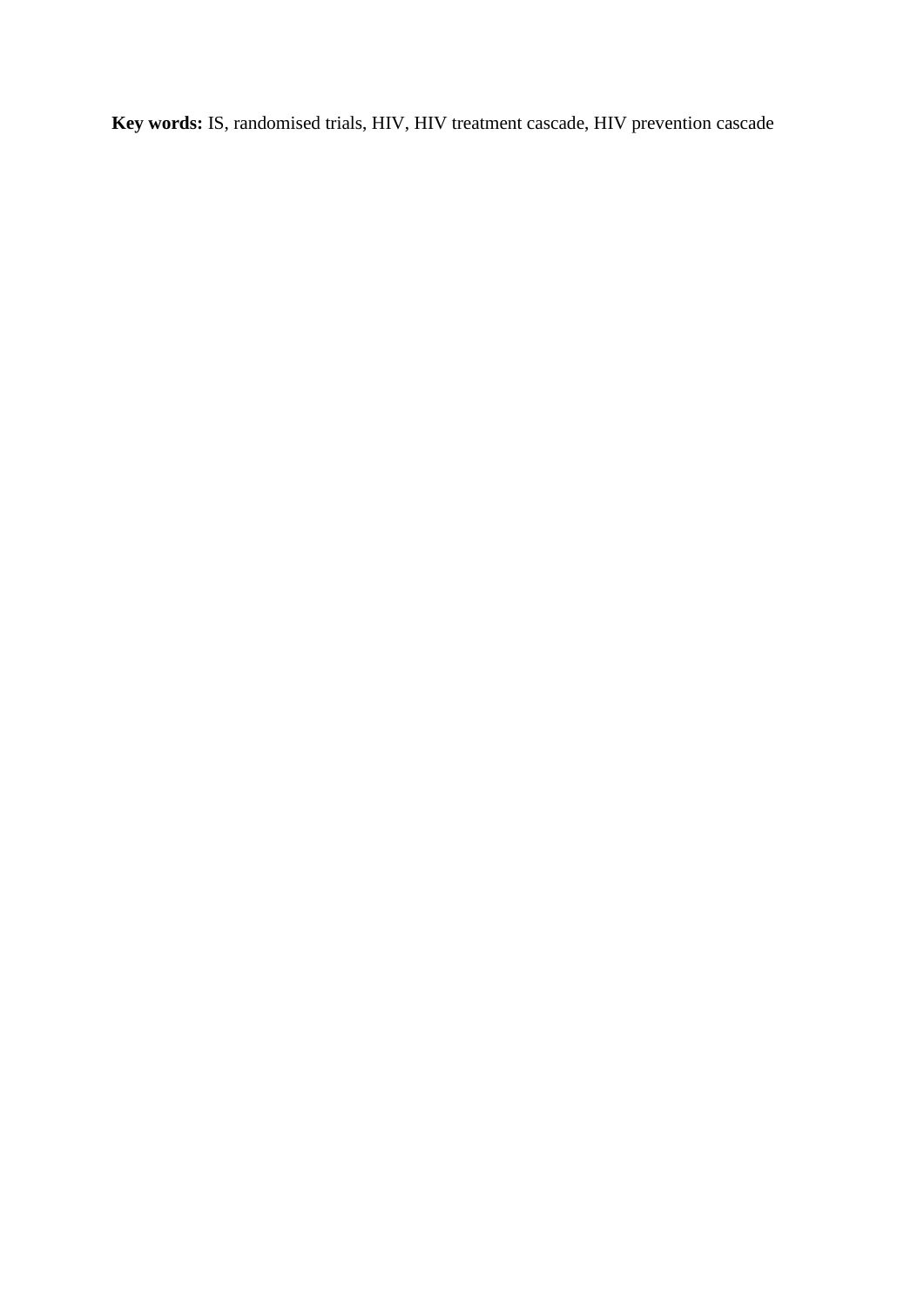**Key words:** IS, randomised trials, HIV, HIV treatment cascade, HIV prevention cascade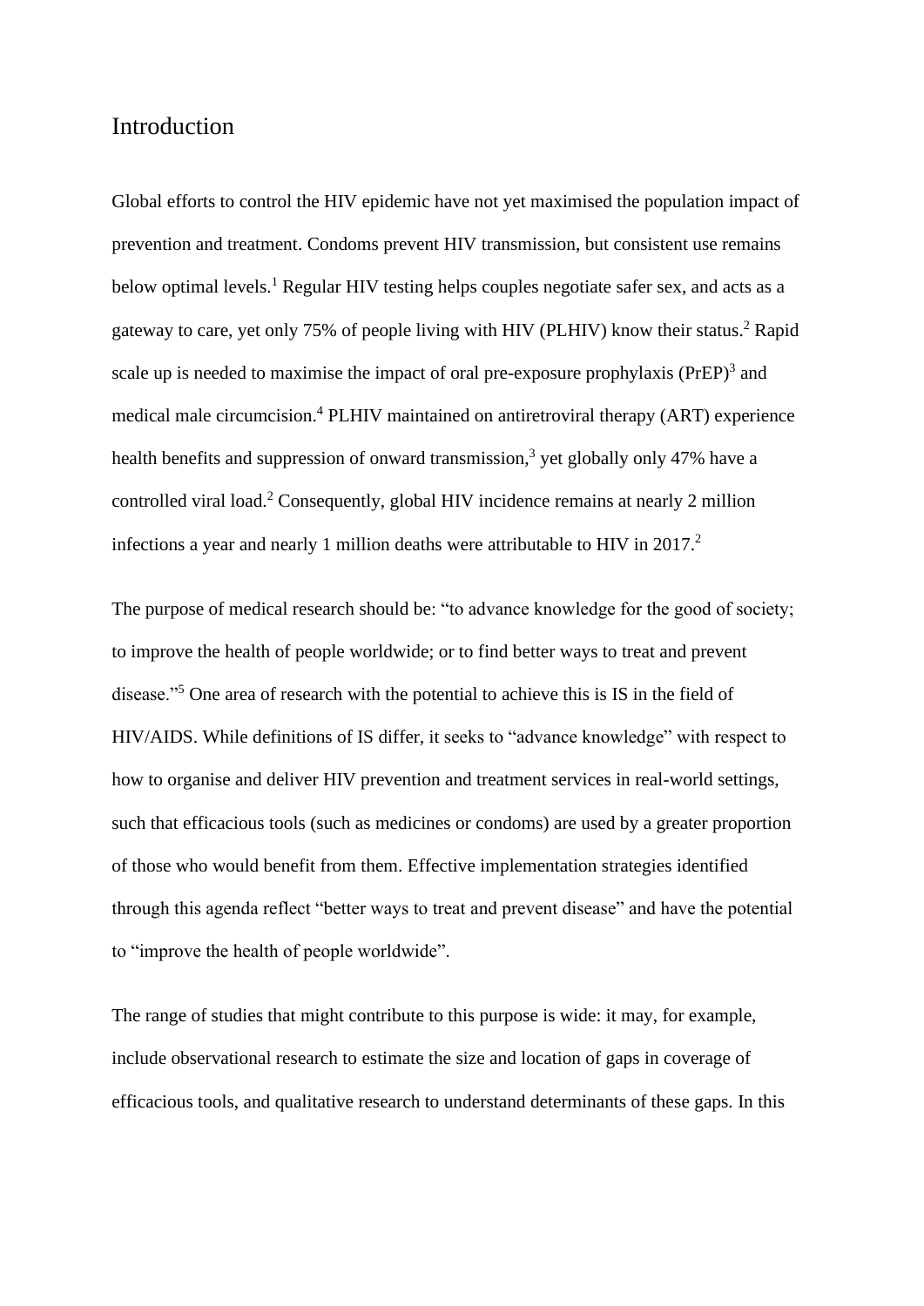## Introduction

Global efforts to control the HIV epidemic have not yet maximised the population impact of prevention and treatment. Condoms prevent HIV transmission, but consistent use remains below optimal levels.[1] Regular HIV testing helps couples negotiate safer sex, and acts as a gateway to care, yet only 75% of people living with HIV (PLHIV) know their status.[2] Rapid scale up is needed to maximise the impact of oral pre-exposure prophylaxis (PrEP)[3] and medical male circumcision.[4] PLHIV maintained on antiretroviral therapy (ART) experience health benefits and suppression of onward transmission,[3] yet globally only 47% have a controlled viral load.[2] Consequently, global HIV incidence remains at nearly 2 million infections a year and nearly 1 million deaths were attributable to HIV in 2017.[2]

The purpose of medical research should be: "to advance knowledge for the good of society; to improve the health of people worldwide; or to find better ways to treat and prevent disease."[5] One area of research with the potential to achieve this is IS in the field of HIV/AIDS. While definitions of IS differ, it seeks to "advance knowledge" with respect to how to organise and deliver HIV prevention and treatment services in real-world settings, such that efficacious tools (such as medicines or condoms) are used by a greater proportion of those who would benefit from them. Effective implementation strategies identified through this agenda reflect "better ways to treat and prevent disease" and have the potential to "improve the health of people worldwide".

The range of studies that might contribute to this purpose is wide: it may, for example, include observational research to estimate the size and location of gaps in coverage of efficacious tools, and qualitative research to understand determinants of these gaps. In this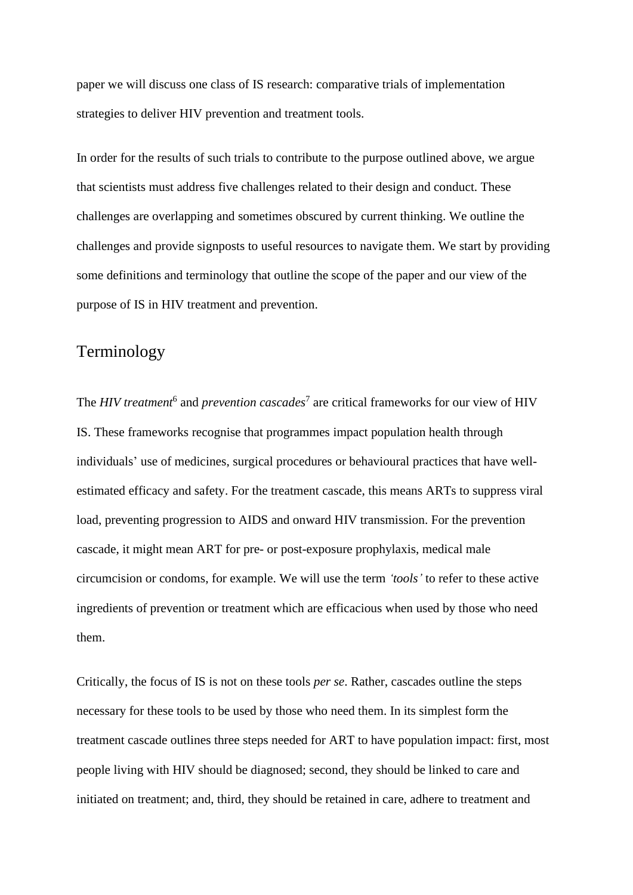paper we will discuss one class of IS research: comparative trials of implementation strategies to deliver HIV prevention and treatment tools.

In order for the results of such trials to contribute to the purpose outlined above, we argue that scientists must address five challenges related to their design and conduct. These challenges are overlapping and sometimes obscured by current thinking. We outline the challenges and provide signposts to useful resources to navigate them. We start by providing some definitions and terminology that outline the scope of the paper and our view of the purpose of IS in HIV treatment and prevention.

## Terminology

The *HIV treatment*[6] and *prevention cascades*[7] are critical frameworks for our view of HIV IS. These frameworks recognise that programmes impact population health through individuals' use of medicines, surgical procedures or behavioural practices that have well-estimated efficacy and safety. For the treatment cascade, this means ARTs to suppress viral load, preventing progression to AIDS and onward HIV transmission. For the prevention cascade, it might mean ART for pre- or post-exposure prophylaxis, medical male circumcision or condoms, for example. We will use the term *'tools'* to refer to these active ingredients of prevention or treatment which are efficacious when used by those who need them.

Critically, the focus of IS is not on these tools *per se*. Rather, cascades outline the steps necessary for these tools to be used by those who need them. In its simplest form the treatment cascade outlines three steps needed for ART to have population impact: first, most people living with HIV should be diagnosed; second, they should be linked to care and initiated on treatment; and, third, they should be retained in care, adhere to treatment and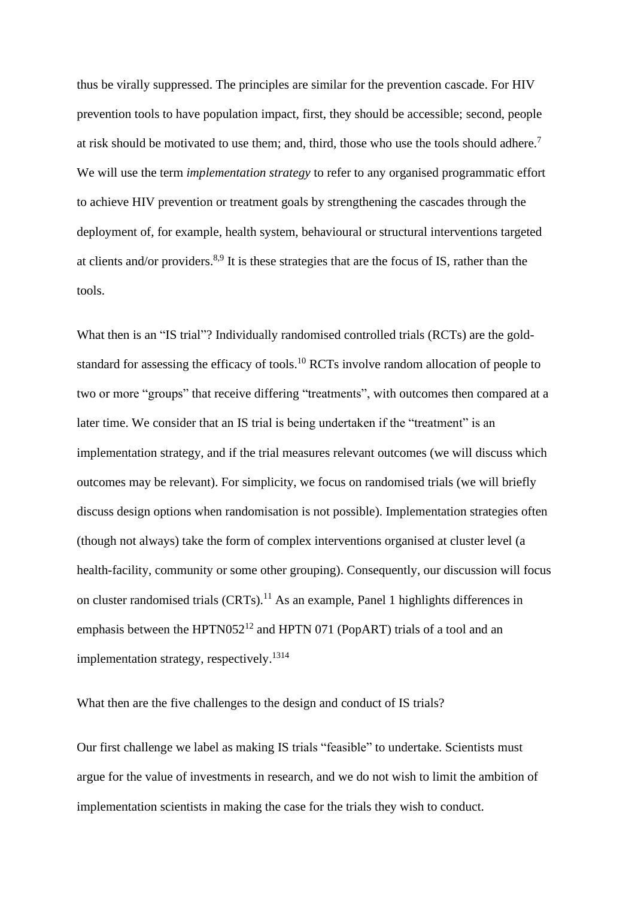thus be virally suppressed. The principles are similar for the prevention cascade. For HIV prevention tools to have population impact, first, they should be accessible; second, people at risk should be motivated to use them; and, third, those who use the tools should adhere.[7] We will use the term *implementation strategy* to refer to any organised programmatic effort to achieve HIV prevention or treatment goals by strengthening the cascades through the deployment of, for example, health system, behavioural or structural interventions targeted at clients and/or providers.[8,9] It is these strategies that are the focus of IS, rather than the tools.

What then is an "IS trial"? Individually randomised controlled trials (RCTs) are the gold-standard for assessing the efficacy of tools.[10] RCTs involve random allocation of people to two or more "groups" that receive differing "treatments", with outcomes then compared at a later time. We consider that an IS trial is being undertaken if the "treatment" is an implementation strategy, and if the trial measures relevant outcomes (we will discuss which outcomes may be relevant). For simplicity, we focus on randomised trials (we will briefly discuss design options when randomisation is not possible). Implementation strategies often (though not always) take the form of complex interventions organised at cluster level (a health-facility, community or some other grouping). Consequently, our discussion will focus on cluster randomised trials (CRTs).[11] As an example, Panel 1 highlights differences in emphasis between the HPTN052[12] and HPTN 071 (PopART) trials of a tool and an implementation strategy, respectively.[13,14]

What then are the five challenges to the design and conduct of IS trials?

Our first challenge we label as making IS trials "feasible" to undertake. Scientists must argue for the value of investments in research, and we do not wish to limit the ambition of implementation scientists in making the case for the trials they wish to conduct.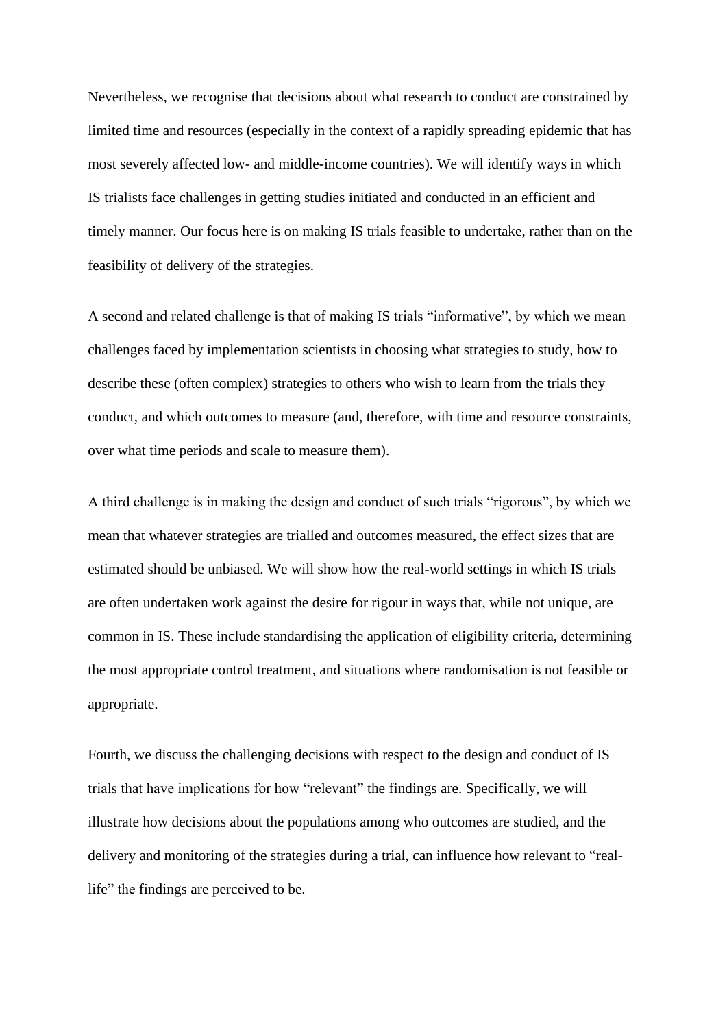Nevertheless, we recognise that decisions about what research to conduct are constrained by limited time and resources (especially in the context of a rapidly spreading epidemic that has most severely affected low- and middle-income countries). We will identify ways in which IS trialists face challenges in getting studies initiated and conducted in an efficient and timely manner. Our focus here is on making IS trials feasible to undertake, rather than on the feasibility of delivery of the strategies.

A second and related challenge is that of making IS trials "informative", by which we mean challenges faced by implementation scientists in choosing what strategies to study, how to describe these (often complex) strategies to others who wish to learn from the trials they conduct, and which outcomes to measure (and, therefore, with time and resource constraints, over what time periods and scale to measure them).

A third challenge is in making the design and conduct of such trials "rigorous", by which we mean that whatever strategies are trialled and outcomes measured, the effect sizes that are estimated should be unbiased. We will show how the real-world settings in which IS trials are often undertaken work against the desire for rigour in ways that, while not unique, are common in IS. These include standardising the application of eligibility criteria, determining the most appropriate control treatment, and situations where randomisation is not feasible or appropriate.

Fourth, we discuss the challenging decisions with respect to the design and conduct of IS trials that have implications for how "relevant" the findings are. Specifically, we will illustrate how decisions about the populations among who outcomes are studied, and the delivery and monitoring of the strategies during a trial, can influence how relevant to "real-life" the findings are perceived to be.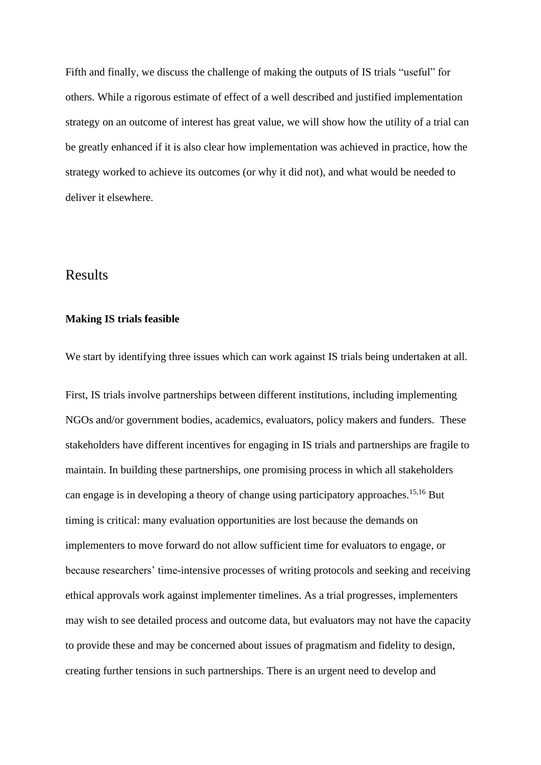Fifth and finally, we discuss the challenge of making the outputs of IS trials "useful" for others. While a rigorous estimate of effect of a well described and justified implementation strategy on an outcome of interest has great value, we will show how the utility of a trial can be greatly enhanced if it is also clear how implementation was achieved in practice, how the strategy worked to achieve its outcomes (or why it did not), and what would be needed to deliver it elsewhere.

## Results

### Making IS trials feasible

We start by identifying three issues which can work against IS trials being undertaken at all.

First, IS trials involve partnerships between different institutions, including implementing NGOs and/or government bodies, academics, evaluators, policy makers and funders. These stakeholders have different incentives for engaging in IS trials and partnerships are fragile to maintain. In building these partnerships, one promising process in which all stakeholders can engage is in developing a theory of change using participatory approaches.[15,16] But timing is critical: many evaluation opportunities are lost because the demands on implementers to move forward do not allow sufficient time for evaluators to engage, or because researchers' time-intensive processes of writing protocols and seeking and receiving ethical approvals work against implementer timelines. As a trial progresses, implementers may wish to see detailed process and outcome data, but evaluators may not have the capacity to provide these and may be concerned about issues of pragmatism and fidelity to design, creating further tensions in such partnerships. There is an urgent need to develop and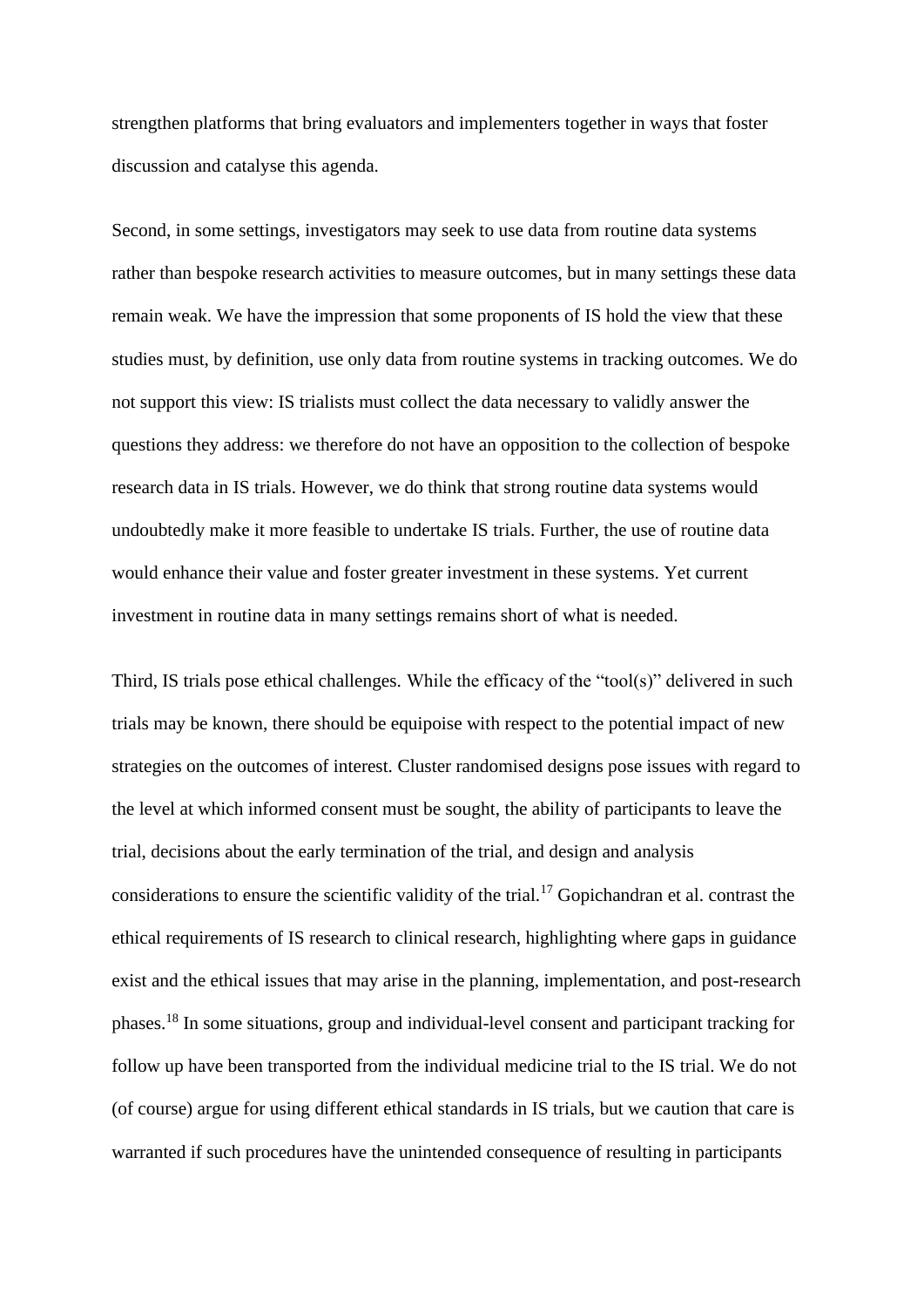strengthen platforms that bring evaluators and implementers together in ways that foster discussion and catalyse this agenda.

Second, in some settings, investigators may seek to use data from routine data systems rather than bespoke research activities to measure outcomes, but in many settings these data remain weak. We have the impression that some proponents of IS hold the view that these studies must, by definition, use only data from routine systems in tracking outcomes. We do not support this view: IS trialists must collect the data necessary to validly answer the questions they address: we therefore do not have an opposition to the collection of bespoke research data in IS trials. However, we do think that strong routine data systems would undoubtedly make it more feasible to undertake IS trials. Further, the use of routine data would enhance their value and foster greater investment in these systems. Yet current investment in routine data in many settings remains short of what is needed.

Third, IS trials pose ethical challenges. While the efficacy of the "tool(s)" delivered in such trials may be known, there should be equipoise with respect to the potential impact of new strategies on the outcomes of interest. Cluster randomised designs pose issues with regard to the level at which informed consent must be sought, the ability of participants to leave the trial, decisions about the early termination of the trial, and design and analysis considerations to ensure the scientific validity of the trial.[17] Gopichandran et al. contrast the ethical requirements of IS research to clinical research, highlighting where gaps in guidance exist and the ethical issues that may arise in the planning, implementation, and post-research phases.[18] In some situations, group and individual-level consent and participant tracking for follow up have been transported from the individual medicine trial to the IS trial. We do not (of course) argue for using different ethical standards in IS trials, but we caution that care is warranted if such procedures have the unintended consequence of resulting in participants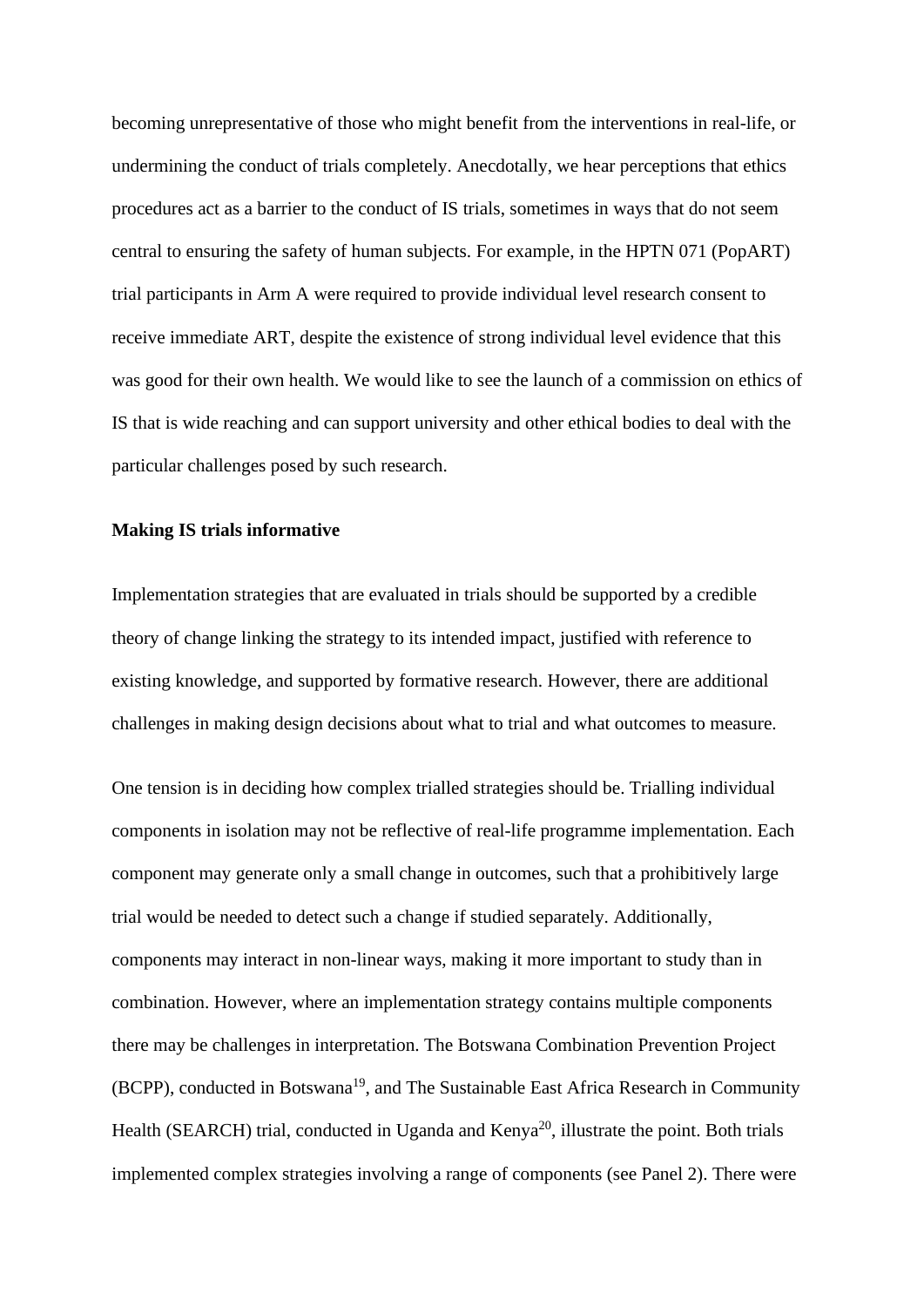becoming unrepresentative of those who might benefit from the interventions in real-life, or undermining the conduct of trials completely. Anecdotally, we hear perceptions that ethics procedures act as a barrier to the conduct of IS trials, sometimes in ways that do not seem central to ensuring the safety of human subjects. For example, in the HPTN 071 (PopART) trial participants in Arm A were required to provide individual level research consent to receive immediate ART, despite the existence of strong individual level evidence that this was good for their own health. We would like to see the launch of a commission on ethics of IS that is wide reaching and can support university and other ethical bodies to deal with the particular challenges posed by such research.

**Making IS trials informative**

Implementation strategies that are evaluated in trials should be supported by a credible theory of change linking the strategy to its intended impact, justified with reference to existing knowledge, and supported by formative research. However, there are additional challenges in making design decisions about what to trial and what outcomes to measure.

One tension is in deciding how complex trialled strategies should be. Trialling individual components in isolation may not be reflective of real-life programme implementation. Each component may generate only a small change in outcomes, such that a prohibitively large trial would be needed to detect such a change if studied separately. Additionally, components may interact in non-linear ways, making it more important to study than in combination. However, where an implementation strategy contains multiple components there may be challenges in interpretation. The Botswana Combination Prevention Project (BCPP), conducted in Botswana[19], and The Sustainable East Africa Research in Community Health (SEARCH) trial, conducted in Uganda and Kenya[20], illustrate the point. Both trials implemented complex strategies involving a range of components (see Panel 2). There were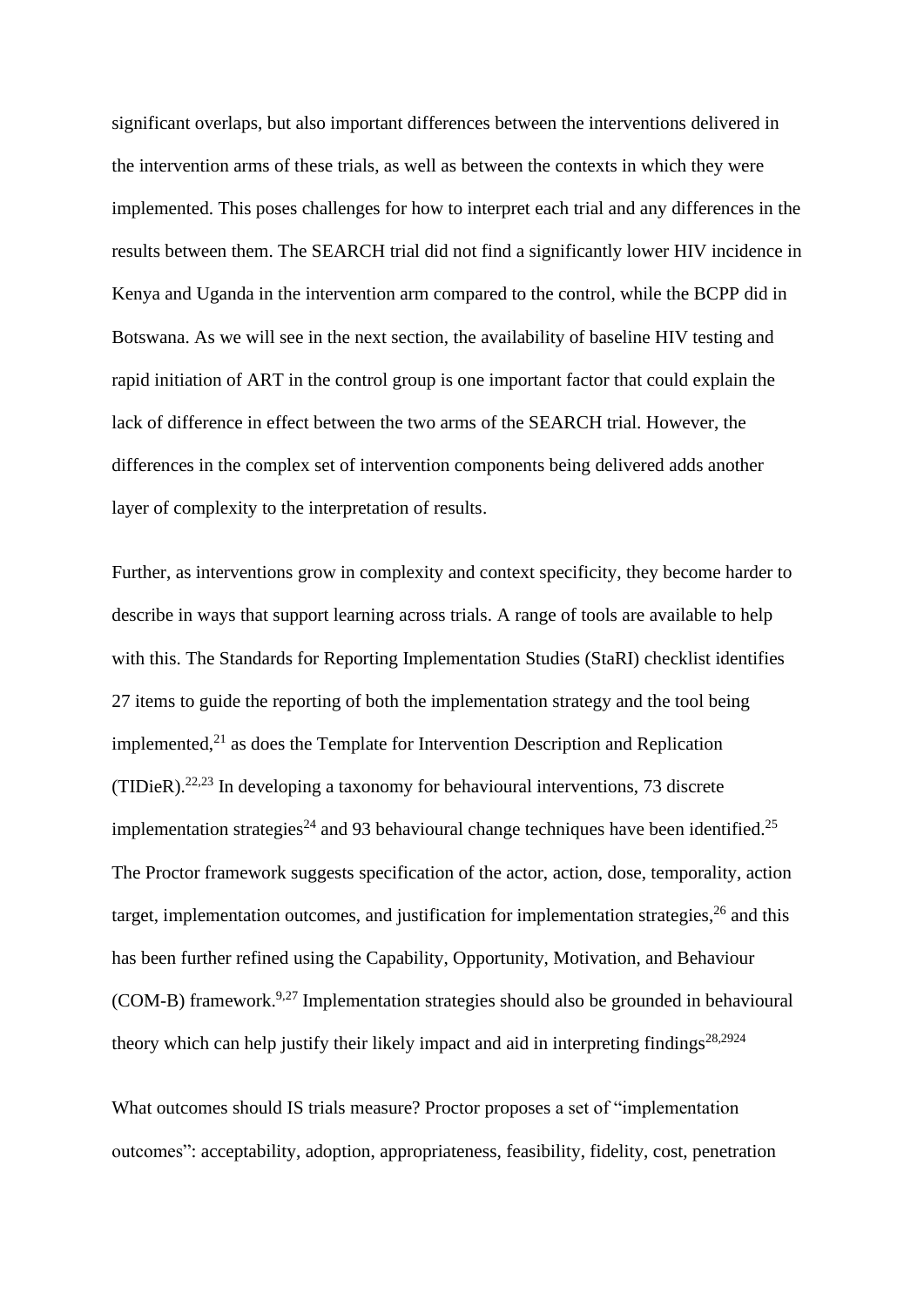significant overlaps, but also important differences between the interventions delivered in the intervention arms of these trials, as well as between the contexts in which they were implemented. This poses challenges for how to interpret each trial and any differences in the results between them. The SEARCH trial did not find a significantly lower HIV incidence in Kenya and Uganda in the intervention arm compared to the control, while the BCPP did in Botswana. As we will see in the next section, the availability of baseline HIV testing and rapid initiation of ART in the control group is one important factor that could explain the lack of difference in effect between the two arms of the SEARCH trial. However, the differences in the complex set of intervention components being delivered adds another layer of complexity to the interpretation of results.

Further, as interventions grow in complexity and context specificity, they become harder to describe in ways that support learning across trials. A range of tools are available to help with this. The Standards for Reporting Implementation Studies (StaRI) checklist identifies 27 items to guide the reporting of both the implementation strategy and the tool being implemented,[21] as does the Template for Intervention Description and Replication (TIDieR).[22,23] In developing a taxonomy for behavioural interventions, 73 discrete implementation strategies[24] and 93 behavioural change techniques have been identified.[25] The Proctor framework suggests specification of the actor, action, dose, temporality, action target, implementation outcomes, and justification for implementation strategies,[26] and this has been further refined using the Capability, Opportunity, Motivation, and Behaviour (COM-B) framework.[9,27] Implementation strategies should also be grounded in behavioural theory which can help justify their likely impact and aid in interpreting findings[28,2924]

What outcomes should IS trials measure? Proctor proposes a set of "implementation outcomes": acceptability, adoption, appropriateness, feasibility, fidelity, cost, penetration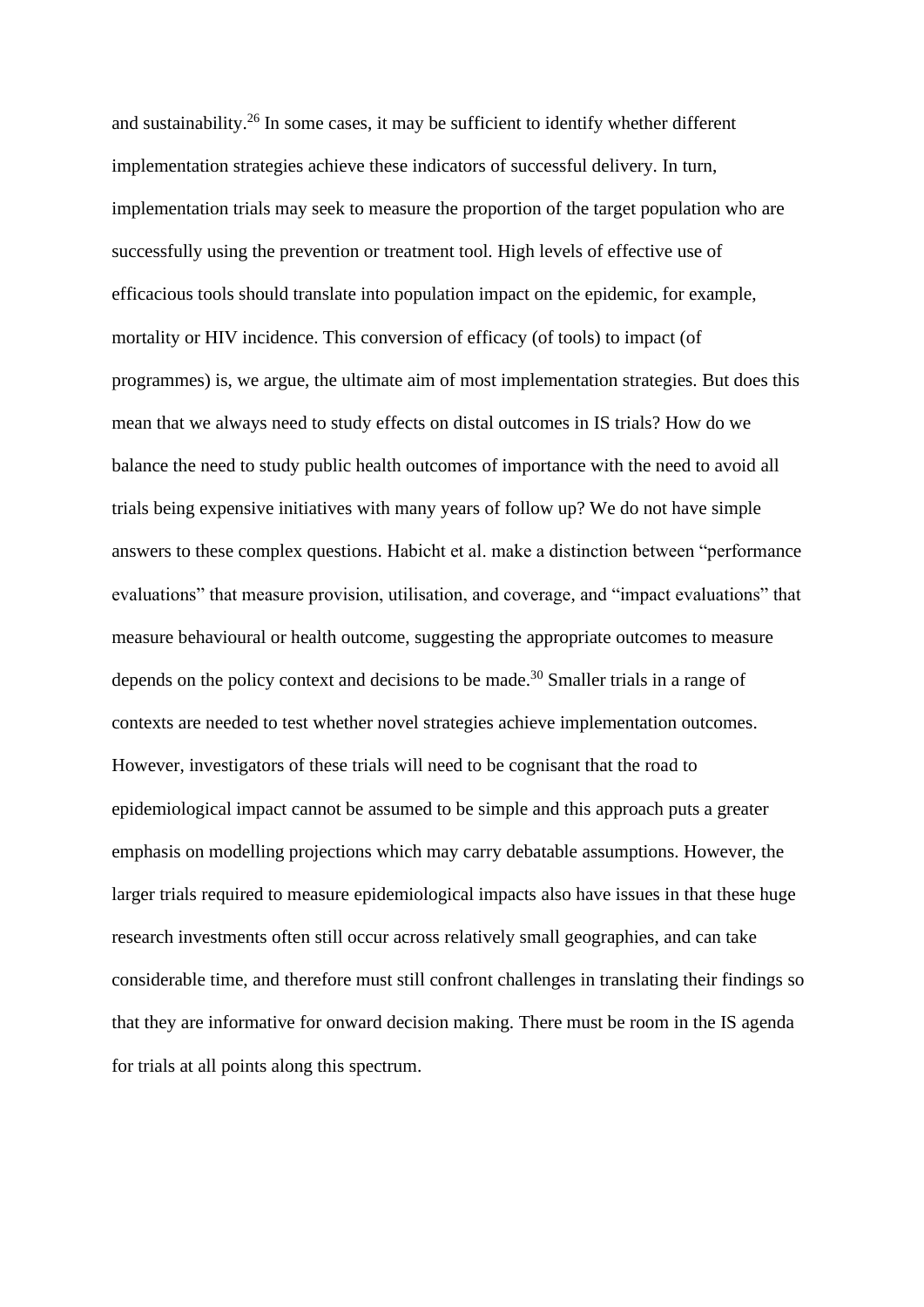and sustainability.[26] In some cases, it may be sufficient to identify whether different implementation strategies achieve these indicators of successful delivery. In turn, implementation trials may seek to measure the proportion of the target population who are successfully using the prevention or treatment tool. High levels of effective use of efficacious tools should translate into population impact on the epidemic, for example, mortality or HIV incidence. This conversion of efficacy (of tools) to impact (of programmes) is, we argue, the ultimate aim of most implementation strategies. But does this mean that we always need to study effects on distal outcomes in IS trials? How do we balance the need to study public health outcomes of importance with the need to avoid all trials being expensive initiatives with many years of follow up? We do not have simple answers to these complex questions. Habicht et al. make a distinction between "performance evaluations" that measure provision, utilisation, and coverage, and "impact evaluations" that measure behavioural or health outcome, suggesting the appropriate outcomes to measure depends on the policy context and decisions to be made.[30] Smaller trials in a range of contexts are needed to test whether novel strategies achieve implementation outcomes. However, investigators of these trials will need to be cognisant that the road to epidemiological impact cannot be assumed to be simple and this approach puts a greater emphasis on modelling projections which may carry debatable assumptions. However, the larger trials required to measure epidemiological impacts also have issues in that these huge research investments often still occur across relatively small geographies, and can take considerable time, and therefore must still confront challenges in translating their findings so that they are informative for onward decision making. There must be room in the IS agenda for trials at all points along this spectrum.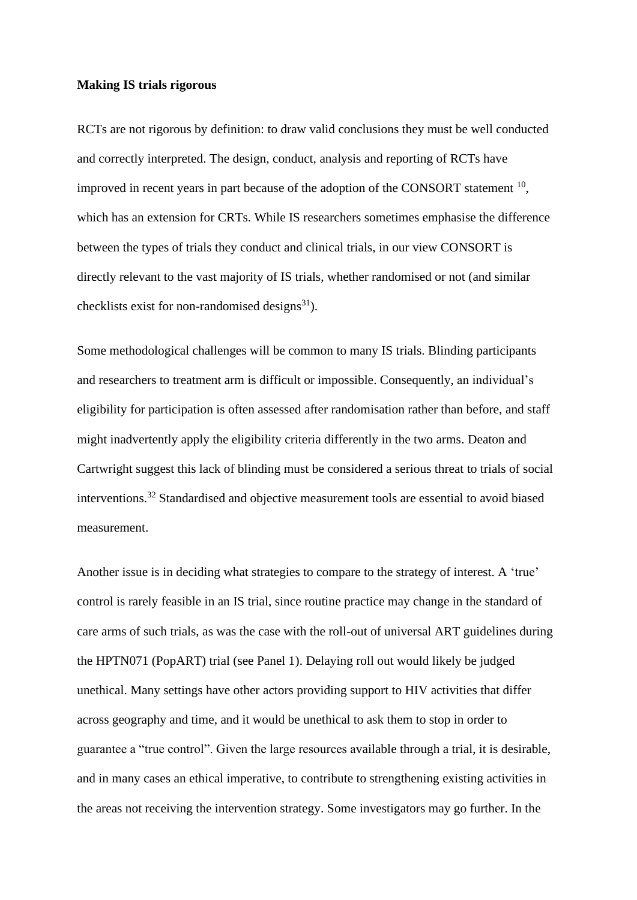**Making IS trials rigorous**

RCTs are not rigorous by definition: to draw valid conclusions they must be well conducted and correctly interpreted. The design, conduct, analysis and reporting of RCTs have improved in recent years in part because of the adoption of the CONSORT statement [10], which has an extension for CRTs. While IS researchers sometimes emphasise the difference between the types of trials they conduct and clinical trials, in our view CONSORT is directly relevant to the vast majority of IS trials, whether randomised or not (and similar checklists exist for non-randomised designs[31]).

Some methodological challenges will be common to many IS trials. Blinding participants and researchers to treatment arm is difficult or impossible. Consequently, an individual's eligibility for participation is often assessed after randomisation rather than before, and staff might inadvertently apply the eligibility criteria differently in the two arms. Deaton and Cartwright suggest this lack of blinding must be considered a serious threat to trials of social interventions.[32] Standardised and objective measurement tools are essential to avoid biased measurement.

Another issue is in deciding what strategies to compare to the strategy of interest. A 'true' control is rarely feasible in an IS trial, since routine practice may change in the standard of care arms of such trials, as was the case with the roll-out of universal ART guidelines during the HPTN071 (PopART) trial (see Panel 1). Delaying roll out would likely be judged unethical. Many settings have other actors providing support to HIV activities that differ across geography and time, and it would be unethical to ask them to stop in order to guarantee a "true control". Given the large resources available through a trial, it is desirable, and in many cases an ethical imperative, to contribute to strengthening existing activities in the areas not receiving the intervention strategy. Some investigators may go further. In the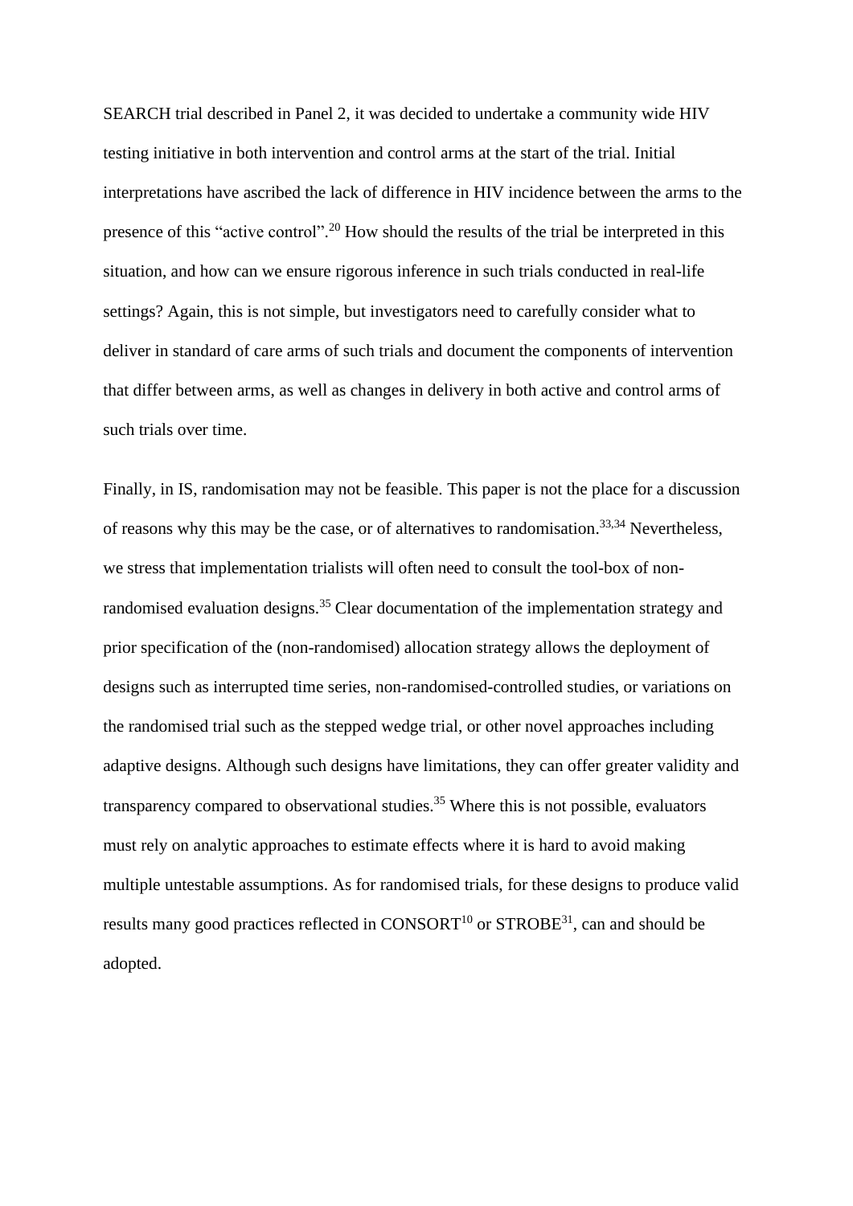SEARCH trial described in Panel 2, it was decided to undertake a community wide HIV testing initiative in both intervention and control arms at the start of the trial. Initial interpretations have ascribed the lack of difference in HIV incidence between the arms to the presence of this “active control”.[20] How should the results of the trial be interpreted in this situation, and how can we ensure rigorous inference in such trials conducted in real-life settings? Again, this is not simple, but investigators need to carefully consider what to deliver in standard of care arms of such trials and document the components of intervention that differ between arms, as well as changes in delivery in both active and control arms of such trials over time.

Finally, in IS, randomisation may not be feasible. This paper is not the place for a discussion of reasons why this may be the case, or of alternatives to randomisation.[33,34] Nevertheless, we stress that implementation trialists will often need to consult the tool-box of non-randomised evaluation designs.[35] Clear documentation of the implementation strategy and prior specification of the (non-randomised) allocation strategy allows the deployment of designs such as interrupted time series, non-randomised-controlled studies, or variations on the randomised trial such as the stepped wedge trial, or other novel approaches including adaptive designs. Although such designs have limitations, they can offer greater validity and transparency compared to observational studies.[35] Where this is not possible, evaluators must rely on analytic approaches to estimate effects where it is hard to avoid making multiple untestable assumptions. As for randomised trials, for these designs to produce valid results many good practices reflected in CONSORT[10] or STROBE[31], can and should be adopted.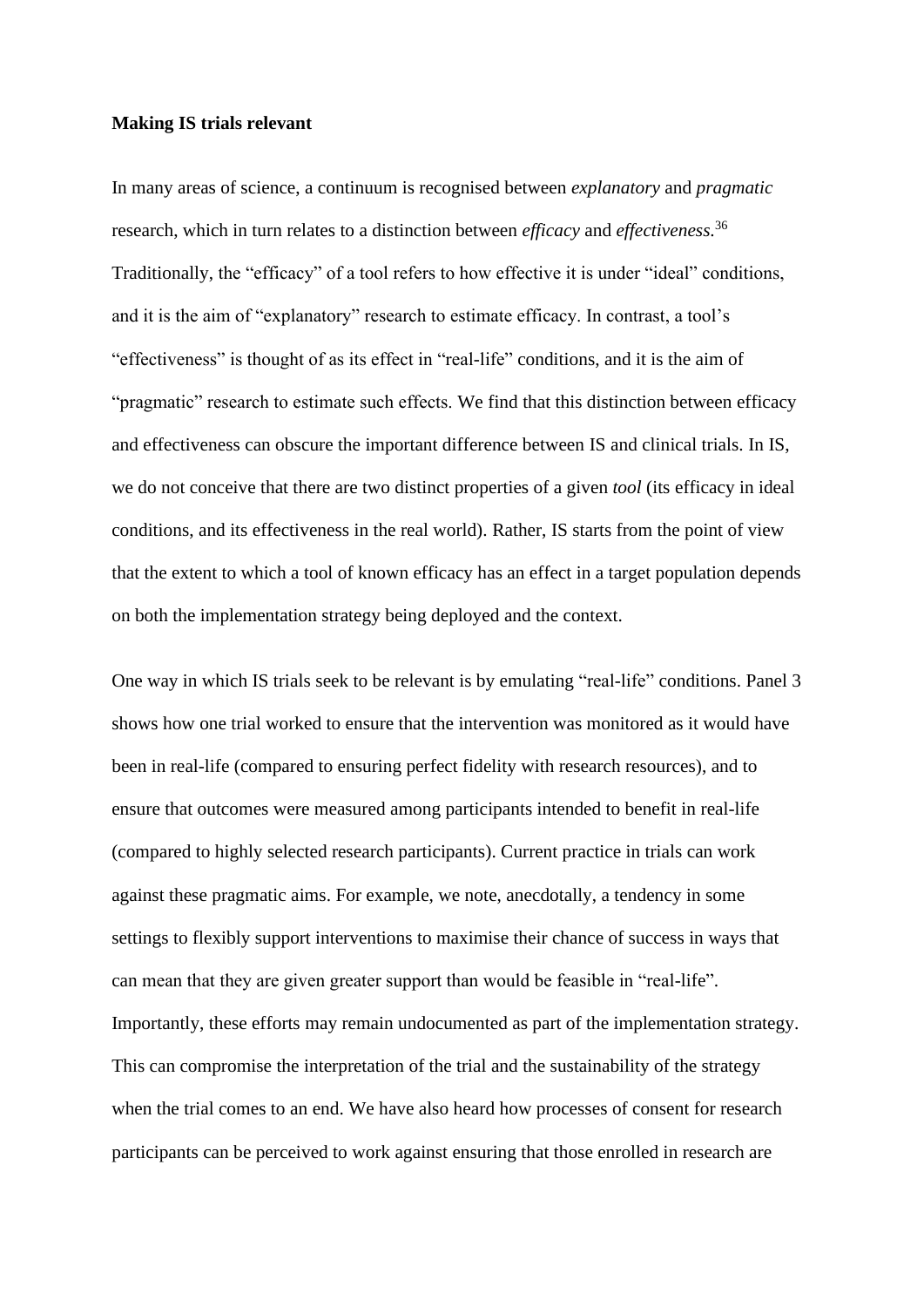**Making IS trials relevant**

In many areas of science, a continuum is recognised between *explanatory* and *pragmatic* research, which in turn relates to a distinction between *efficacy* and *effectiveness*.[36] Traditionally, the "efficacy" of a tool refers to how effective it is under "ideal" conditions, and it is the aim of "explanatory" research to estimate efficacy. In contrast, a tool's "effectiveness" is thought of as its effect in "real-life" conditions, and it is the aim of "pragmatic" research to estimate such effects. We find that this distinction between efficacy and effectiveness can obscure the important difference between IS and clinical trials. In IS, we do not conceive that there are two distinct properties of a given *tool* (its efficacy in ideal conditions, and its effectiveness in the real world). Rather, IS starts from the point of view that the extent to which a tool of known efficacy has an effect in a target population depends on both the implementation strategy being deployed and the context.

One way in which IS trials seek to be relevant is by emulating "real-life" conditions. Panel 3 shows how one trial worked to ensure that the intervention was monitored as it would have been in real-life (compared to ensuring perfect fidelity with research resources), and to ensure that outcomes were measured among participants intended to benefit in real-life (compared to highly selected research participants). Current practice in trials can work against these pragmatic aims. For example, we note, anecdotally, a tendency in some settings to flexibly support interventions to maximise their chance of success in ways that can mean that they are given greater support than would be feasible in "real-life". Importantly, these efforts may remain undocumented as part of the implementation strategy. This can compromise the interpretation of the trial and the sustainability of the strategy when the trial comes to an end. We have also heard how processes of consent for research participants can be perceived to work against ensuring that those enrolled in research are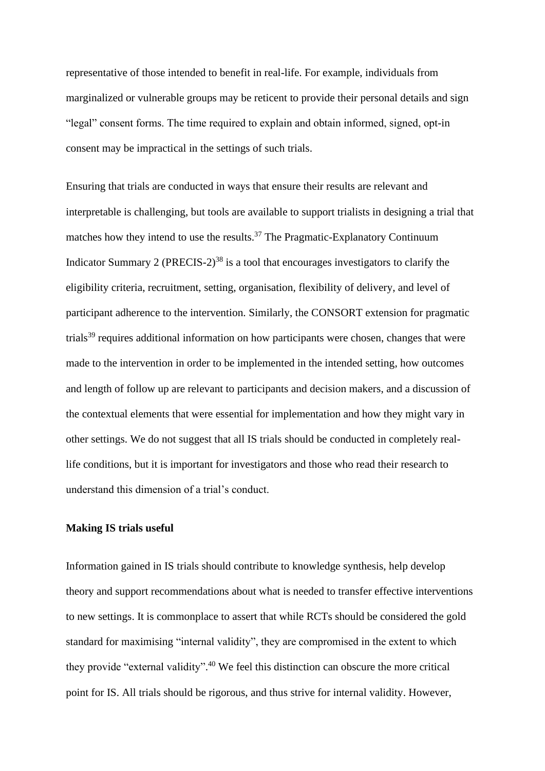representative of those intended to benefit in real-life. For example, individuals from marginalized or vulnerable groups may be reticent to provide their personal details and sign "legal" consent forms. The time required to explain and obtain informed, signed, opt-in consent may be impractical in the settings of such trials.

Ensuring that trials are conducted in ways that ensure their results are relevant and interpretable is challenging, but tools are available to support trialists in designing a trial that matches how they intend to use the results.[37] The Pragmatic-Explanatory Continuum Indicator Summary 2 (PRECIS-2)[38] is a tool that encourages investigators to clarify the eligibility criteria, recruitment, setting, organisation, flexibility of delivery, and level of participant adherence to the intervention. Similarly, the CONSORT extension for pragmatic trials[39] requires additional information on how participants were chosen, changes that were made to the intervention in order to be implemented in the intended setting, how outcomes and length of follow up are relevant to participants and decision makers, and a discussion of the contextual elements that were essential for implementation and how they might vary in other settings. We do not suggest that all IS trials should be conducted in completely real-life conditions, but it is important for investigators and those who read their research to understand this dimension of a trial's conduct.

**Making IS trials useful**

Information gained in IS trials should contribute to knowledge synthesis, help develop theory and support recommendations about what is needed to transfer effective interventions to new settings. It is commonplace to assert that while RCTs should be considered the gold standard for maximising "internal validity", they are compromised in the extent to which they provide "external validity".[40] We feel this distinction can obscure the more critical point for IS. All trials should be rigorous, and thus strive for internal validity. However,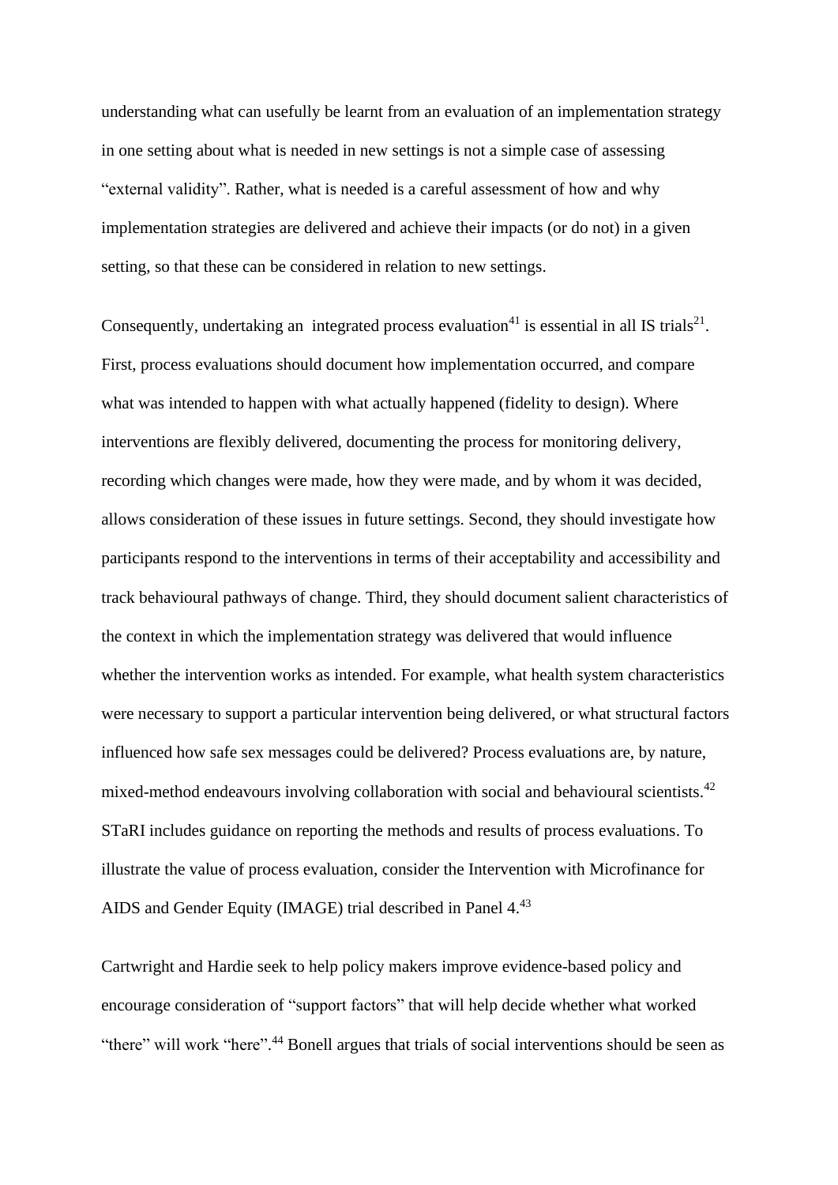understanding what can usefully be learnt from an evaluation of an implementation strategy in one setting about what is needed in new settings is not a simple case of assessing "external validity". Rather, what is needed is a careful assessment of how and why implementation strategies are delivered and achieve their impacts (or do not) in a given setting, so that these can be considered in relation to new settings.

Consequently, undertaking an integrated process evaluation[41] is essential in all IS trials[21]. First, process evaluations should document how implementation occurred, and compare what was intended to happen with what actually happened (fidelity to design). Where interventions are flexibly delivered, documenting the process for monitoring delivery, recording which changes were made, how they were made, and by whom it was decided, allows consideration of these issues in future settings. Second, they should investigate how participants respond to the interventions in terms of their acceptability and accessibility and track behavioural pathways of change. Third, they should document salient characteristics of the context in which the implementation strategy was delivered that would influence whether the intervention works as intended. For example, what health system characteristics were necessary to support a particular intervention being delivered, or what structural factors influenced how safe sex messages could be delivered? Process evaluations are, by nature, mixed-method endeavours involving collaboration with social and behavioural scientists.[42] STaRI includes guidance on reporting the methods and results of process evaluations. To illustrate the value of process evaluation, consider the Intervention with Microfinance for AIDS and Gender Equity (IMAGE) trial described in Panel 4.[43]

Cartwright and Hardie seek to help policy makers improve evidence-based policy and encourage consideration of "support factors" that will help decide whether what worked "there" will work "here".[44] Bonell argues that trials of social interventions should be seen as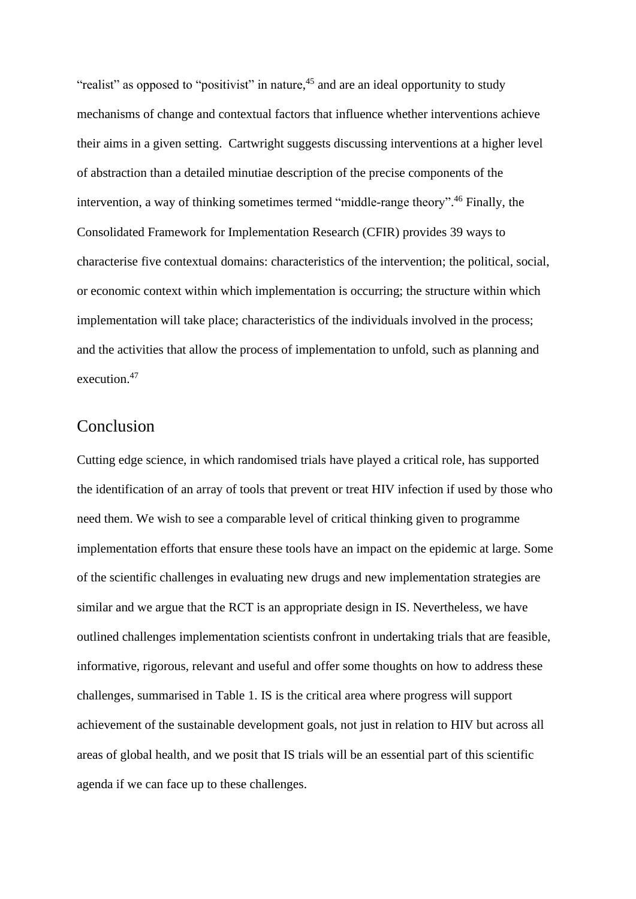"realist" as opposed to "positivist" in nature,[45] and are an ideal opportunity to study mechanisms of change and contextual factors that influence whether interventions achieve their aims in a given setting. Cartwright suggests discussing interventions at a higher level of abstraction than a detailed minutiae description of the precise components of the intervention, a way of thinking sometimes termed "middle-range theory".[46] Finally, the Consolidated Framework for Implementation Research (CFIR) provides 39 ways to characterise five contextual domains: characteristics of the intervention; the political, social, or economic context within which implementation is occurring; the structure within which implementation will take place; characteristics of the individuals involved in the process; and the activities that allow the process of implementation to unfold, such as planning and execution.[47]

## Conclusion

Cutting edge science, in which randomised trials have played a critical role, has supported the identification of an array of tools that prevent or treat HIV infection if used by those who need them. We wish to see a comparable level of critical thinking given to programme implementation efforts that ensure these tools have an impact on the epidemic at large. Some of the scientific challenges in evaluating new drugs and new implementation strategies are similar and we argue that the RCT is an appropriate design in IS. Nevertheless, we have outlined challenges implementation scientists confront in undertaking trials that are feasible, informative, rigorous, relevant and useful and offer some thoughts on how to address these challenges, summarised in Table 1. IS is the critical area where progress will support achievement of the sustainable development goals, not just in relation to HIV but across all areas of global health, and we posit that IS trials will be an essential part of this scientific agenda if we can face up to these challenges.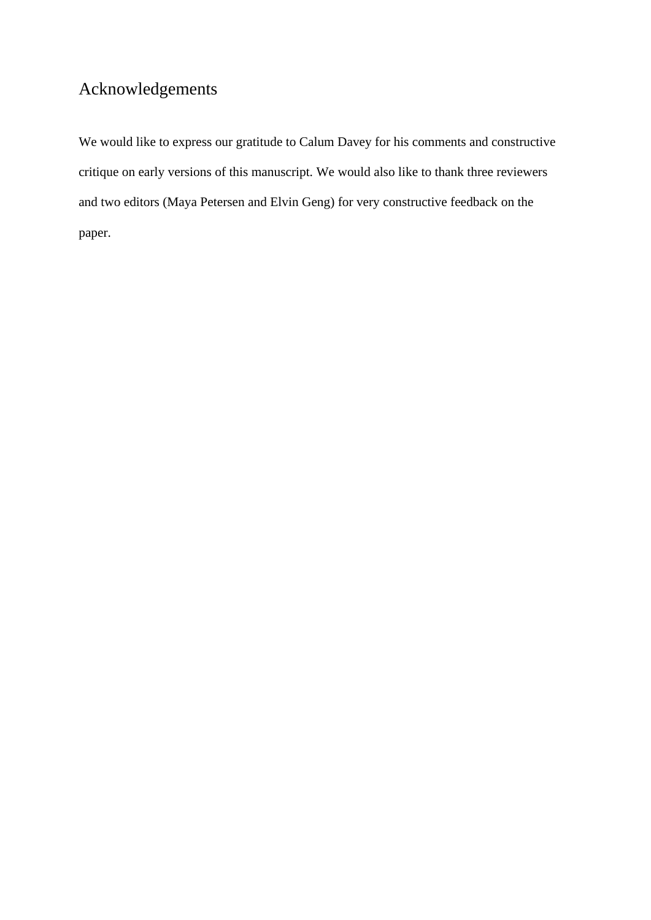# Acknowledgements

We would like to express our gratitude to Calum Davey for his comments and constructive critique on early versions of this manuscript. We would also like to thank three reviewers and two editors (Maya Petersen and Elvin Geng) for very constructive feedback on the paper.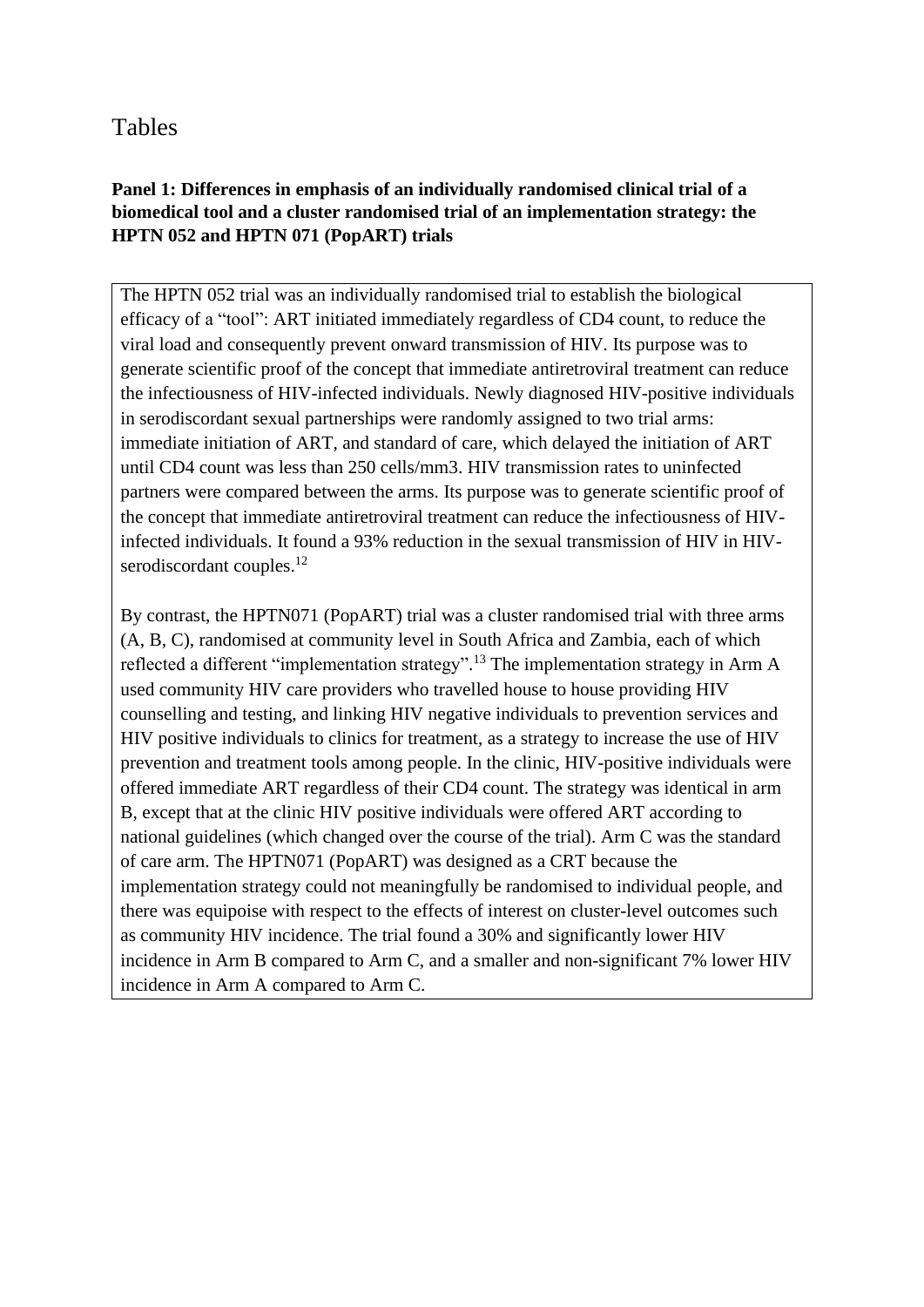# Tables

**Panel 1: Differences in emphasis of an individually randomised clinical trial of a biomedical tool and a cluster randomised trial of an implementation strategy: the HPTN 052 and HPTN 071 (PopART) trials**

The HPTN 052 trial was an individually randomised trial to establish the biological efficacy of a "tool": ART initiated immediately regardless of CD4 count, to reduce the viral load and consequently prevent onward transmission of HIV. Its purpose was to generate scientific proof of the concept that immediate antiretroviral treatment can reduce the infectiousness of HIV-infected individuals. Newly diagnosed HIV-positive individuals in serodiscordant sexual partnerships were randomly assigned to two trial arms: immediate initiation of ART, and standard of care, which delayed the initiation of ART until CD4 count was less than 250 cells/mm3. HIV transmission rates to uninfected partners were compared between the arms. Its purpose was to generate scientific proof of the concept that immediate antiretroviral treatment can reduce the infectiousness of HIV-infected individuals. It found a 93% reduction in the sexual transmission of HIV in HIV-serodiscordant couples.[12]

By contrast, the HPTN071 (PopART) trial was a cluster randomised trial with three arms (A, B, C), randomised at community level in South Africa and Zambia, each of which reflected a different "implementation strategy".[13] The implementation strategy in Arm A used community HIV care providers who travelled house to house providing HIV counselling and testing, and linking HIV negative individuals to prevention services and HIV positive individuals to clinics for treatment, as a strategy to increase the use of HIV prevention and treatment tools among people. In the clinic, HIV-positive individuals were offered immediate ART regardless of their CD4 count. The strategy was identical in arm B, except that at the clinic HIV positive individuals were offered ART according to national guidelines (which changed over the course of the trial). Arm C was the standard of care arm. The HPTN071 (PopART) was designed as a CRT because the implementation strategy could not meaningfully be randomised to individual people, and there was equipoise with respect to the effects of interest on cluster-level outcomes such as community HIV incidence. The trial found a 30% and significantly lower HIV incidence in Arm B compared to Arm C, and a smaller and non-significant 7% lower HIV incidence in Arm A compared to Arm C.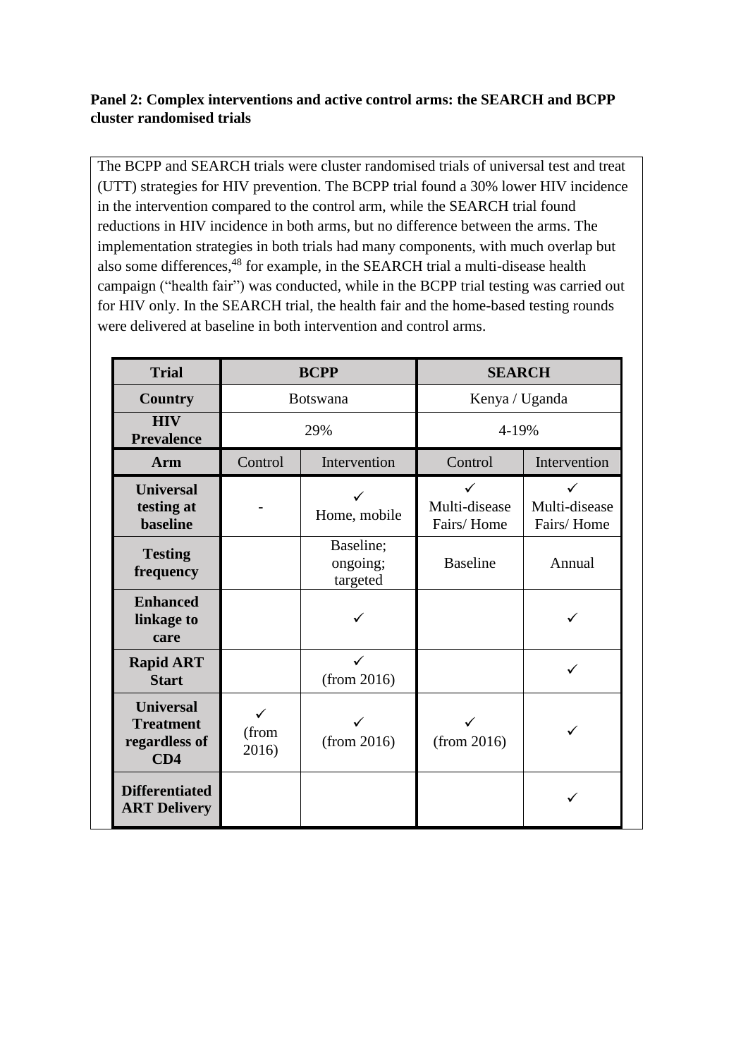**Panel 2: Complex interventions and active control arms: the SEARCH and BCPP cluster randomised trials**

The BCPP and SEARCH trials were cluster randomised trials of universal test and treat (UTT) strategies for HIV prevention. The BCPP trial found a 30% lower HIV incidence in the intervention compared to the control arm, while the SEARCH trial found reductions in HIV incidence in both arms, but no difference between the arms. The implementation strategies in both trials had many components, with much overlap but also some differences,[48] for example, in the SEARCH trial a multi-disease health campaign ("health fair") was conducted, while in the BCPP trial testing was carried out for HIV only. In the SEARCH trial, the health fair and the home-based testing rounds were delivered at baseline in both intervention and control arms.

| **Trial** | **BCPP** | | **SEARCH** | |
|---|---|---|---|---|
| **Country** | Botswana | | Kenya / Uganda | |
| **HIV Prevalence** | 29% | | 4-19% | |
| **Arm** | Control | Intervention | Control | Intervention |
| **Universal testing at baseline** | - | ✓ Home, mobile | ✓ Multi-disease Fairs/ Home | ✓ Multi-disease Fairs/ Home |
| **Testing frequency** | | Baseline; ongoing; targeted | Baseline | Annual |
| **Enhanced linkage to care** | | ✓ | | ✓ |
| **Rapid ART Start** | | ✓ (from 2016) | | ✓ |
| **Universal Treatment regardless of CD4** | ✓ (from 2016) | ✓ (from 2016) | ✓ (from 2016) | ✓ |
| **Differentiated ART Delivery** | | | | ✓ |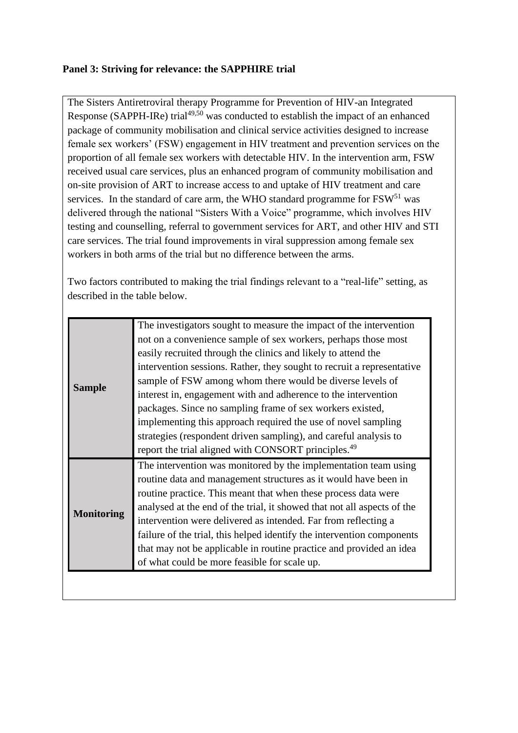**Panel 3: Striving for relevance: the SAPPHIRE trial**

The Sisters Antiretroviral therapy Programme for Prevention of HIV-an Integrated Response (SAPPH-IRe) trial[49,50] was conducted to establish the impact of an enhanced package of community mobilisation and clinical service activities designed to increase female sex workers' (FSW) engagement in HIV treatment and prevention services on the proportion of all female sex workers with detectable HIV. In the intervention arm, FSW received usual care services, plus an enhanced program of community mobilisation and on-site provision of ART to increase access to and uptake of HIV treatment and care services. In the standard of care arm, the WHO standard programme for FSW[51] was delivered through the national "Sisters With a Voice" programme, which involves HIV testing and counselling, referral to government services for ART, and other HIV and STI care services. The trial found improvements in viral suppression among female sex workers in both arms of the trial but no difference between the arms.

Two factors contributed to making the trial findings relevant to a "real-life" setting, as described in the table below.

| | |
|---|---|
| **Sample** | The investigators sought to measure the impact of the intervention not on a convenience sample of sex workers, perhaps those most easily recruited through the clinics and likely to attend the intervention sessions. Rather, they sought to recruit a representative sample of FSW among whom there would be diverse levels of interest in, engagement with and adherence to the intervention packages. Since no sampling frame of sex workers existed, implementing this approach required the use of novel sampling strategies (respondent driven sampling), and careful analysis to report the trial aligned with CONSORT principles.[49] |
| **Monitoring** | The intervention was monitored by the implementation team using routine data and management structures as it would have been in routine practice. This meant that when these process data were analysed at the end of the trial, it showed that not all aspects of the intervention were delivered as intended. Far from reflecting a failure of the trial, this helped identify the intervention components that may not be applicable in routine practice and provided an idea of what could be more feasible for scale up. |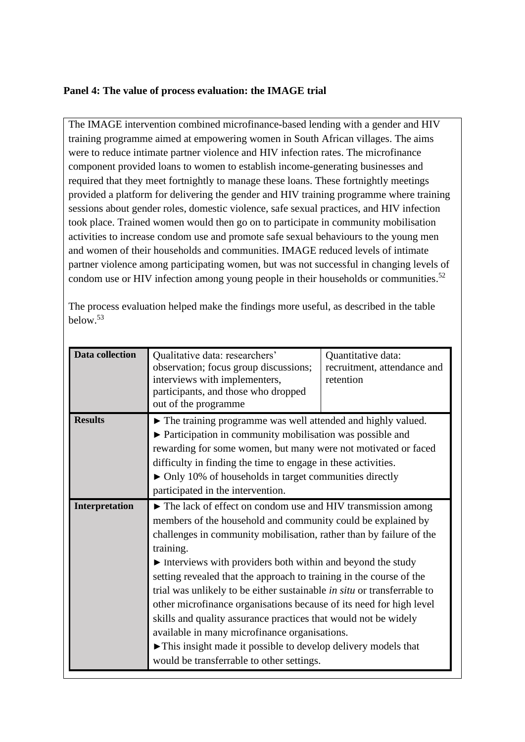**Panel 4: The value of process evaluation: the IMAGE trial**

The IMAGE intervention combined microfinance-based lending with a gender and HIV training programme aimed at empowering women in South African villages. The aims were to reduce intimate partner violence and HIV infection rates. The microfinance component provided loans to women to establish income-generating businesses and required that they meet fortnightly to manage these loans. These fortnightly meetings provided a platform for delivering the gender and HIV training programme where training sessions about gender roles, domestic violence, safe sexual practices, and HIV infection took place. Trained women would then go on to participate in community mobilisation activities to increase condom use and promote safe sexual behaviours to the young men and women of their households and communities. IMAGE reduced levels of intimate partner violence among participating women, but was not successful in changing levels of condom use or HIV infection among young people in their households or communities.[52]

The process evaluation helped make the findings more useful, as described in the table below.[53]

| **Data collection** | Qualitative data: researchers' observation; focus group discussions; interviews with implementers, participants, and those who dropped out of the programme | Quantitative data: recruitment, attendance and retention |
|---|---|---|
| **Results** | ► The training programme was well attended and highly valued.<br>► Participation in community mobilisation was possible and rewarding for some women, but many were not motivated or faced difficulty in finding the time to engage in these activities.<br>► Only 10% of households in target communities directly participated in the intervention. | |
| **Interpretation** | ► The lack of effect on condom use and HIV transmission among members of the household and community could be explained by challenges in community mobilisation, rather than by failure of the training.<br>► Interviews with providers both within and beyond the study setting revealed that the approach to training in the course of the trial was unlikely to be either sustainable *in situ* or transferrable to other microfinance organisations because of its need for high level skills and quality assurance practices that would not be widely available in many microfinance organisations.<br>►This insight made it possible to develop delivery models that would be transferrable to other settings. | |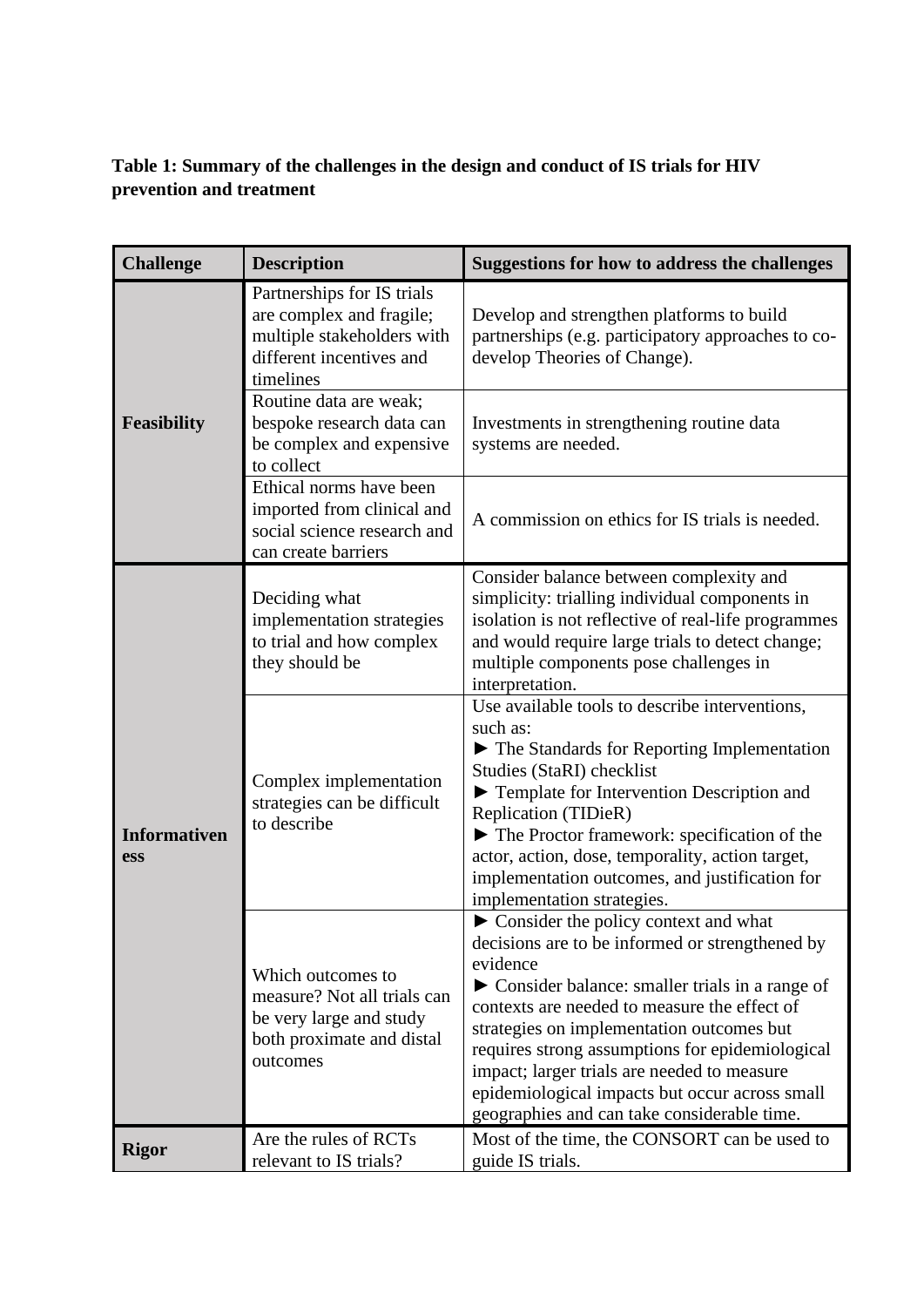**Table 1: Summary of the challenges in the design and conduct of IS trials for HIV prevention and treatment**

| Challenge | Description | Suggestions for how to address the challenges |
|---|---|---|
| **Feasibility** | Partnerships for IS trials are complex and fragile; multiple stakeholders with different incentives and timelines | Develop and strengthen platforms to build partnerships (e.g. participatory approaches to co-develop Theories of Change). |
| | Routine data are weak; bespoke research data can be complex and expensive to collect | Investments in strengthening routine data systems are needed. |
| | Ethical norms have been imported from clinical and social science research and can create barriers | A commission on ethics for IS trials is needed. |
| **Informativeness** | Deciding what implementation strategies to trial and how complex they should be | Consider balance between complexity and simplicity: trialling individual components in isolation is not reflective of real-life programmes and would require large trials to detect change; multiple components pose challenges in interpretation. |
| | Complex implementation strategies can be difficult to describe | Use available tools to describe interventions, such as: ► The Standards for Reporting Implementation Studies (StaRI) checklist ► Template for Intervention Description and Replication (TIDieR) ► The Proctor framework: specification of the actor, action, dose, temporality, action target, implementation outcomes, and justification for implementation strategies. |
| | Which outcomes to measure? Not all trials can be very large and study both proximate and distal outcomes | ► Consider the policy context and what decisions are to be informed or strengthened by evidence ► Consider balance: smaller trials in a range of contexts are needed to measure the effect of strategies on implementation outcomes but requires strong assumptions for epidemiological impact; larger trials are needed to measure epidemiological impacts but occur across small geographies and can take considerable time. |
| **Rigor** | Are the rules of RCTs relevant to IS trials? | Most of the time, the CONSORT can be used to guide IS trials. |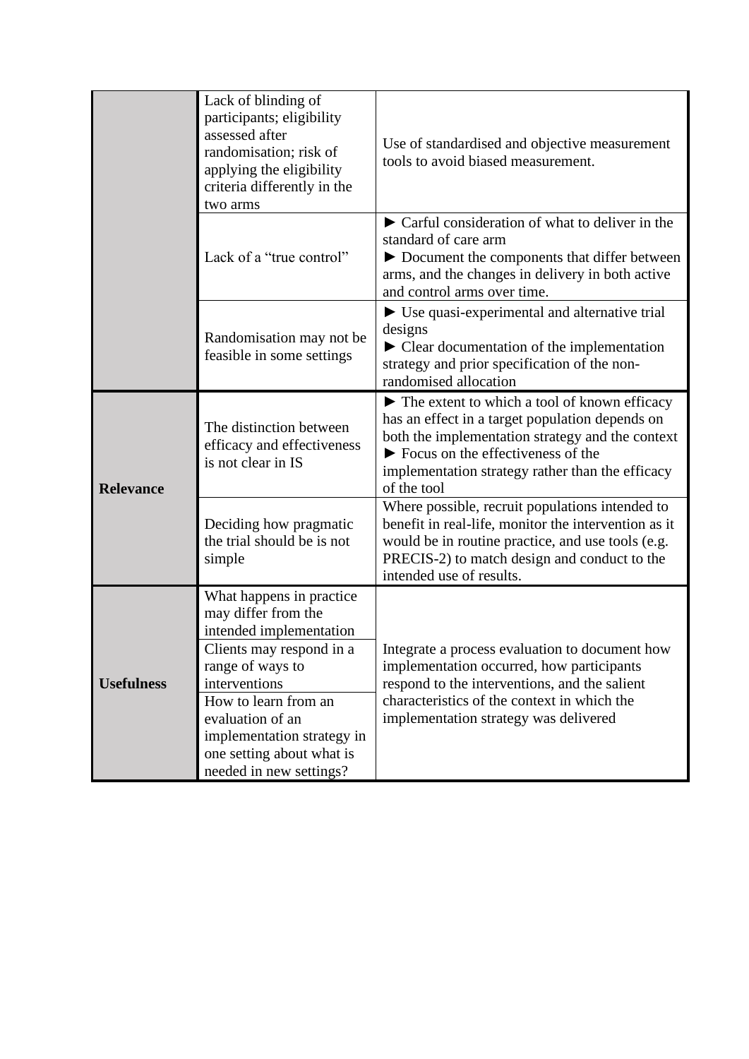| | | |
|---|---|---|
| | Lack of blinding of participants; eligibility assessed after randomisation; risk of applying the eligibility criteria differently in the two arms | Use of standardised and objective measurement tools to avoid biased measurement. |
| | Lack of a “true control” | ► Carful consideration of what to deliver in the standard of care arm<br>► Document the components that differ between arms, and the changes in delivery in both active and control arms over time. |
| | Randomisation may not be feasible in some settings | ► Use quasi-experimental and alternative trial designs<br>► Clear documentation of the implementation strategy and prior specification of the non-randomised allocation |
| **Relevance** | The distinction between efficacy and effectiveness is not clear in IS | ► The extent to which a tool of known efficacy has an effect in a target population depends on both the implementation strategy and the context<br>► Focus on the effectiveness of the implementation strategy rather than the efficacy of the tool |
| | Deciding how pragmatic the trial should be is not simple | Where possible, recruit populations intended to benefit in real-life, monitor the intervention as it would be in routine practice, and use tools (e.g. PRECIS-2) to match design and conduct to the intended use of results. |
| **Usefulness** | What happens in practice may differ from the intended implementation | Integrate a process evaluation to document how implementation occurred, how participants respond to the interventions, and the salient characteristics of the context in which the implementation strategy was delivered |
| | Clients may respond in a range of ways to interventions | |
| | How to learn from an evaluation of an implementation strategy in one setting about what is needed in new settings? | |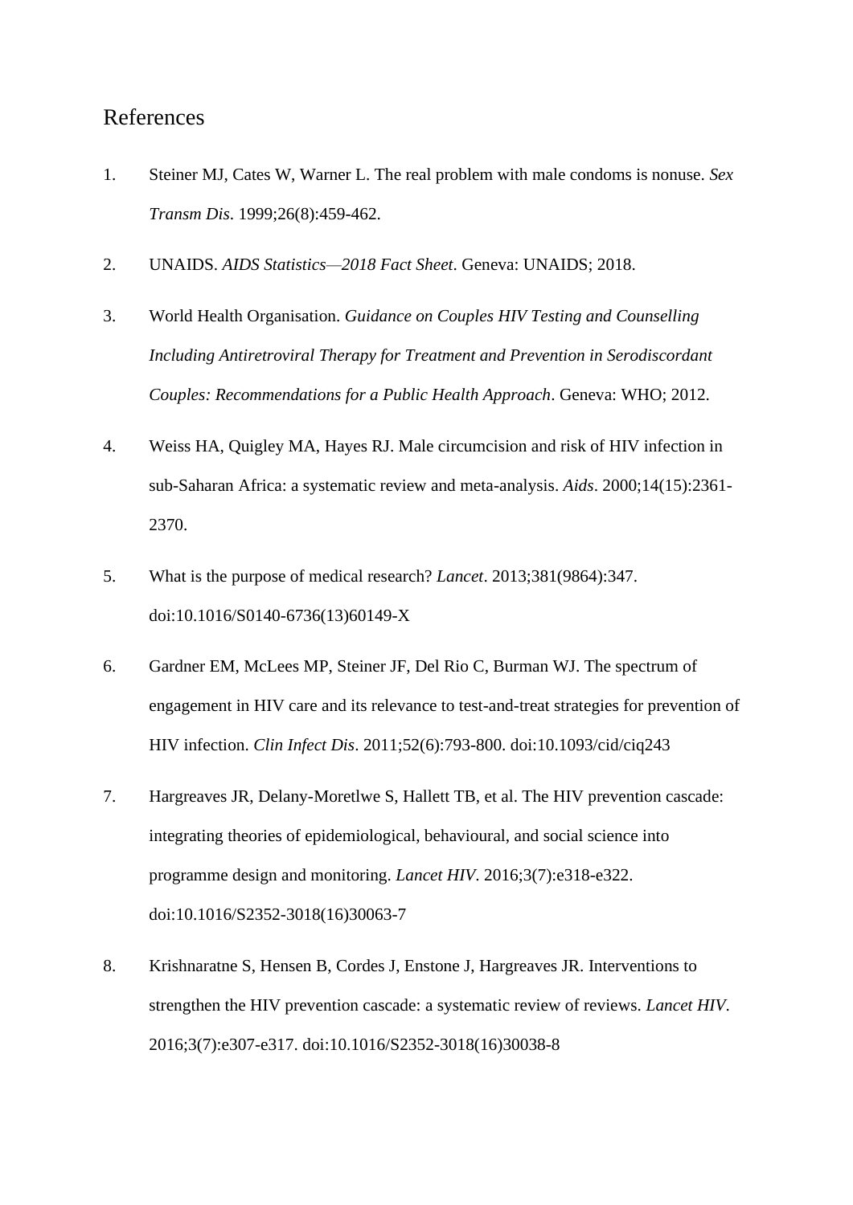## References

1. Steiner MJ, Cates W, Warner L. The real problem with male condoms is nonuse. *Sex Transm Dis*. 1999;26(8):459-462.

2. UNAIDS. *AIDS Statistics—2018 Fact Sheet*. Geneva: UNAIDS; 2018.

3. World Health Organisation. *Guidance on Couples HIV Testing and Counselling Including Antiretroviral Therapy for Treatment and Prevention in Serodiscordant Couples: Recommendations for a Public Health Approach*. Geneva: WHO; 2012.

4. Weiss HA, Quigley MA, Hayes RJ. Male circumcision and risk of HIV infection in sub-Saharan Africa: a systematic review and meta-analysis. *Aids*. 2000;14(15):2361-2370.

5. What is the purpose of medical research? *Lancet*. 2013;381(9864):347. doi:10.1016/S0140-6736(13)60149-X

6. Gardner EM, McLees MP, Steiner JF, Del Rio C, Burman WJ. The spectrum of engagement in HIV care and its relevance to test-and-treat strategies for prevention of HIV infection. *Clin Infect Dis*. 2011;52(6):793-800. doi:10.1093/cid/ciq243

7. Hargreaves JR, Delany-Moretlwe S, Hallett TB, et al. The HIV prevention cascade: integrating theories of epidemiological, behavioural, and social science into programme design and monitoring. *Lancet HIV*. 2016;3(7):e318-e322. doi:10.1016/S2352-3018(16)30063-7

8. Krishnaratne S, Hensen B, Cordes J, Enstone J, Hargreaves JR. Interventions to strengthen the HIV prevention cascade: a systematic review of reviews. *Lancet HIV*. 2016;3(7):e307-e317. doi:10.1016/S2352-3018(16)30038-8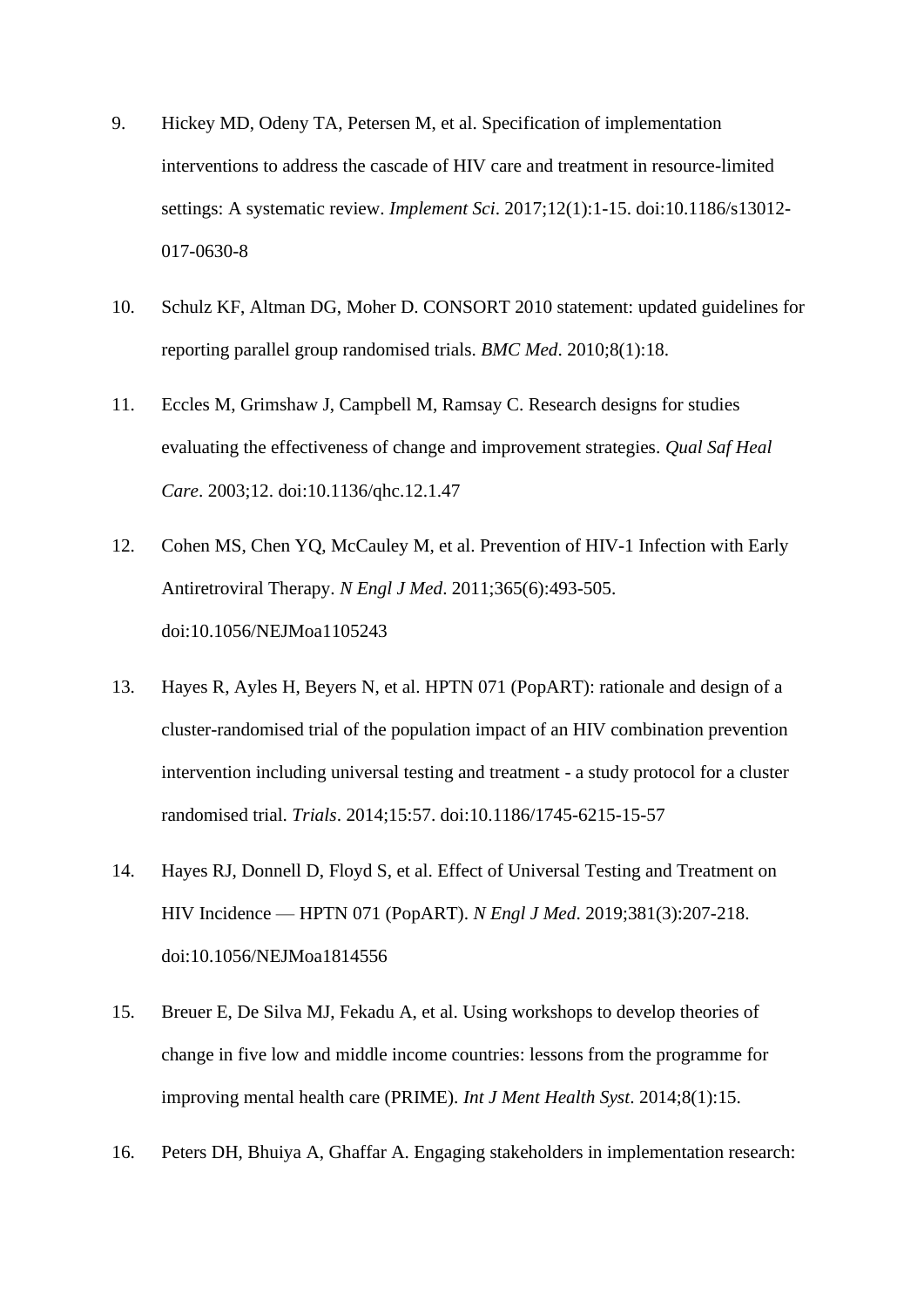9. Hickey MD, Odeny TA, Petersen M, et al. Specification of implementation interventions to address the cascade of HIV care and treatment in resource-limited settings: A systematic review. *Implement Sci*. 2017;12(1):1-15. doi:10.1186/s13012-017-0630-8

10. Schulz KF, Altman DG, Moher D. CONSORT 2010 statement: updated guidelines for reporting parallel group randomised trials. *BMC Med*. 2010;8(1):18.

11. Eccles M, Grimshaw J, Campbell M, Ramsay C. Research designs for studies evaluating the effectiveness of change and improvement strategies. *Qual Saf Heal Care*. 2003;12. doi:10.1136/qhc.12.1.47

12. Cohen MS, Chen YQ, McCauley M, et al. Prevention of HIV-1 Infection with Early Antiretroviral Therapy. *N Engl J Med*. 2011;365(6):493-505. doi:10.1056/NEJMoa1105243

13. Hayes R, Ayles H, Beyers N, et al. HPTN 071 (PopART): rationale and design of a cluster-randomised trial of the population impact of an HIV combination prevention intervention including universal testing and treatment - a study protocol for a cluster randomised trial. *Trials*. 2014;15:57. doi:10.1186/1745-6215-15-57

14. Hayes RJ, Donnell D, Floyd S, et al. Effect of Universal Testing and Treatment on HIV Incidence — HPTN 071 (PopART). *N Engl J Med*. 2019;381(3):207-218. doi:10.1056/NEJMoa1814556

15. Breuer E, De Silva MJ, Fekadu A, et al. Using workshops to develop theories of change in five low and middle income countries: lessons from the programme for improving mental health care (PRIME). *Int J Ment Health Syst*. 2014;8(1):15.

16. Peters DH, Bhuiya A, Ghaffar A. Engaging stakeholders in implementation research: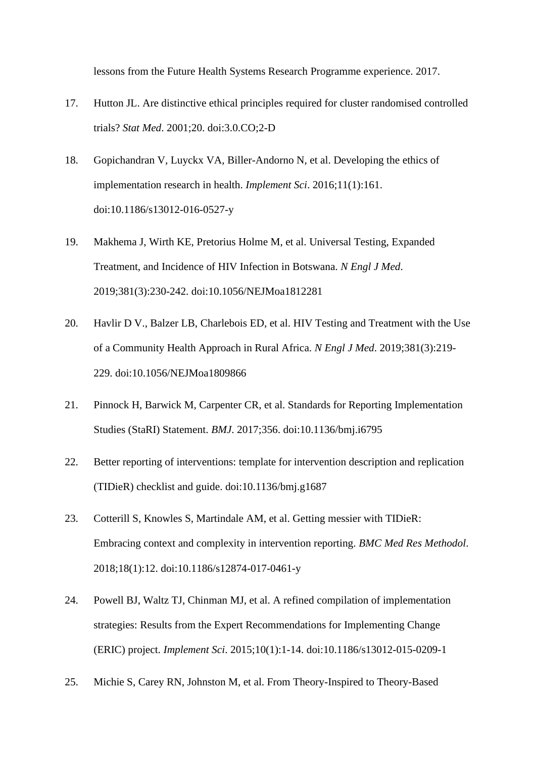lessons from the Future Health Systems Research Programme experience. 2017.

17. Hutton JL. Are distinctive ethical principles required for cluster randomised controlled trials? *Stat Med*. 2001;20. doi:3.0.CO;2-D

18. Gopichandran V, Luyckx VA, Biller-Andorno N, et al. Developing the ethics of implementation research in health. *Implement Sci*. 2016;11(1):161. doi:10.1186/s13012-016-0527-y

19. Makhema J, Wirth KE, Pretorius Holme M, et al. Universal Testing, Expanded Treatment, and Incidence of HIV Infection in Botswana. *N Engl J Med*. 2019;381(3):230-242. doi:10.1056/NEJMoa1812281

20. Havlir D V., Balzer LB, Charlebois ED, et al. HIV Testing and Treatment with the Use of a Community Health Approach in Rural Africa. *N Engl J Med*. 2019;381(3):219-229. doi:10.1056/NEJMoa1809866

21. Pinnock H, Barwick M, Carpenter CR, et al. Standards for Reporting Implementation Studies (StaRI) Statement. *BMJ*. 2017;356. doi:10.1136/bmj.i6795

22. Better reporting of interventions: template for intervention description and replication (TIDieR) checklist and guide. doi:10.1136/bmj.g1687

23. Cotterill S, Knowles S, Martindale AM, et al. Getting messier with TIDieR: Embracing context and complexity in intervention reporting. *BMC Med Res Methodol*. 2018;18(1):12. doi:10.1186/s12874-017-0461-y

24. Powell BJ, Waltz TJ, Chinman MJ, et al. A refined compilation of implementation strategies: Results from the Expert Recommendations for Implementing Change (ERIC) project. *Implement Sci*. 2015;10(1):1-14. doi:10.1186/s13012-015-0209-1

25. Michie S, Carey RN, Johnston M, et al. From Theory-Inspired to Theory-Based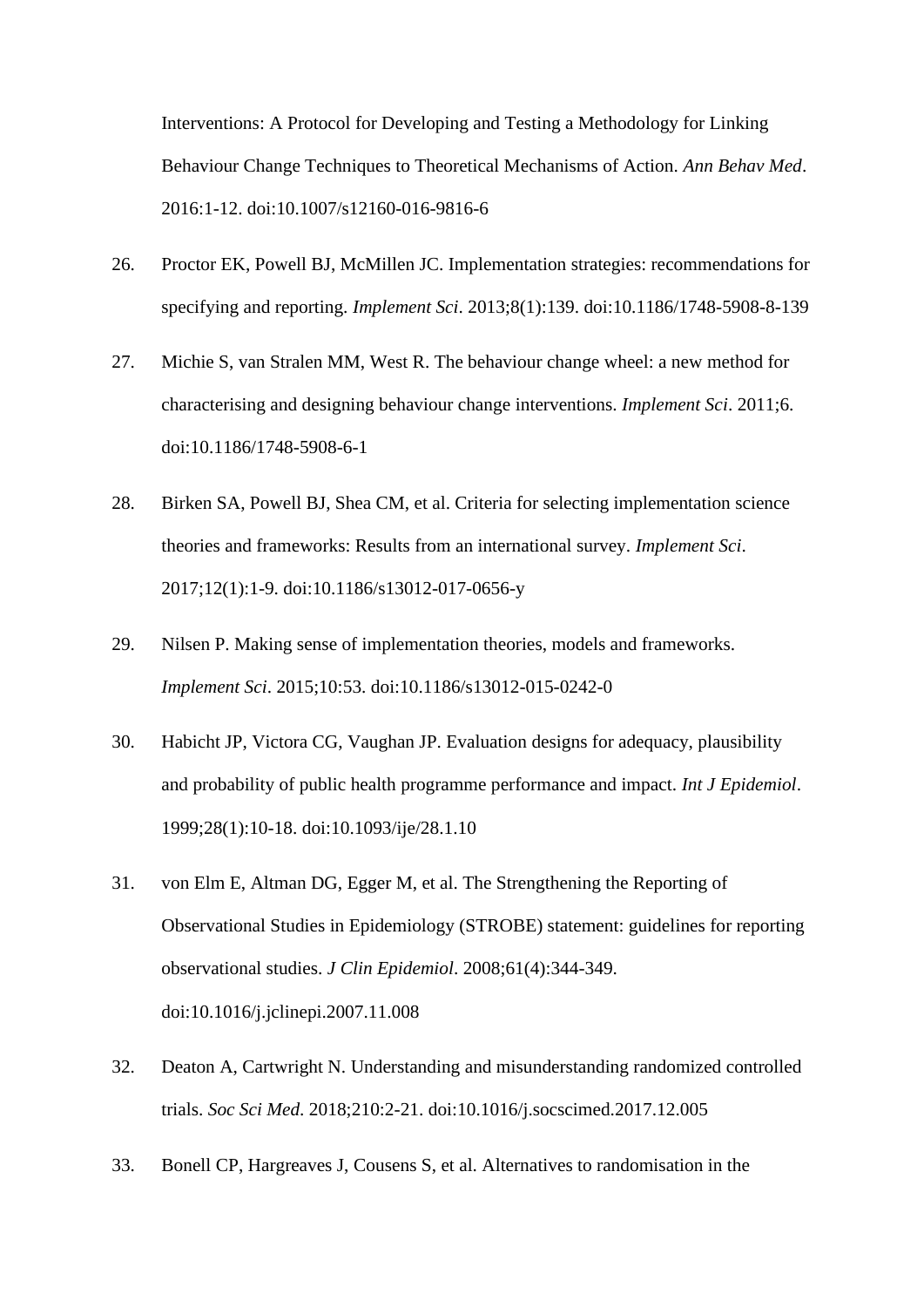Interventions: A Protocol for Developing and Testing a Methodology for Linking Behaviour Change Techniques to Theoretical Mechanisms of Action. *Ann Behav Med*. 2016:1-12. doi:10.1007/s12160-016-9816-6

26. Proctor EK, Powell BJ, McMillen JC. Implementation strategies: recommendations for specifying and reporting. *Implement Sci*. 2013;8(1):139. doi:10.1186/1748-5908-8-139

27. Michie S, van Stralen MM, West R. The behaviour change wheel: a new method for characterising and designing behaviour change interventions. *Implement Sci*. 2011;6. doi:10.1186/1748-5908-6-1

28. Birken SA, Powell BJ, Shea CM, et al. Criteria for selecting implementation science theories and frameworks: Results from an international survey. *Implement Sci*. 2017;12(1):1-9. doi:10.1186/s13012-017-0656-y

29. Nilsen P. Making sense of implementation theories, models and frameworks. *Implement Sci*. 2015;10:53. doi:10.1186/s13012-015-0242-0

30. Habicht JP, Victora CG, Vaughan JP. Evaluation designs for adequacy, plausibility and probability of public health programme performance and impact. *Int J Epidemiol*. 1999;28(1):10-18. doi:10.1093/ije/28.1.10

31. von Elm E, Altman DG, Egger M, et al. The Strengthening the Reporting of Observational Studies in Epidemiology (STROBE) statement: guidelines for reporting observational studies. *J Clin Epidemiol*. 2008;61(4):344-349. doi:10.1016/j.jclinepi.2007.11.008

32. Deaton A, Cartwright N. Understanding and misunderstanding randomized controlled trials. *Soc Sci Med*. 2018;210:2-21. doi:10.1016/j.socscimed.2017.12.005

33. Bonell CP, Hargreaves J, Cousens S, et al. Alternatives to randomisation in the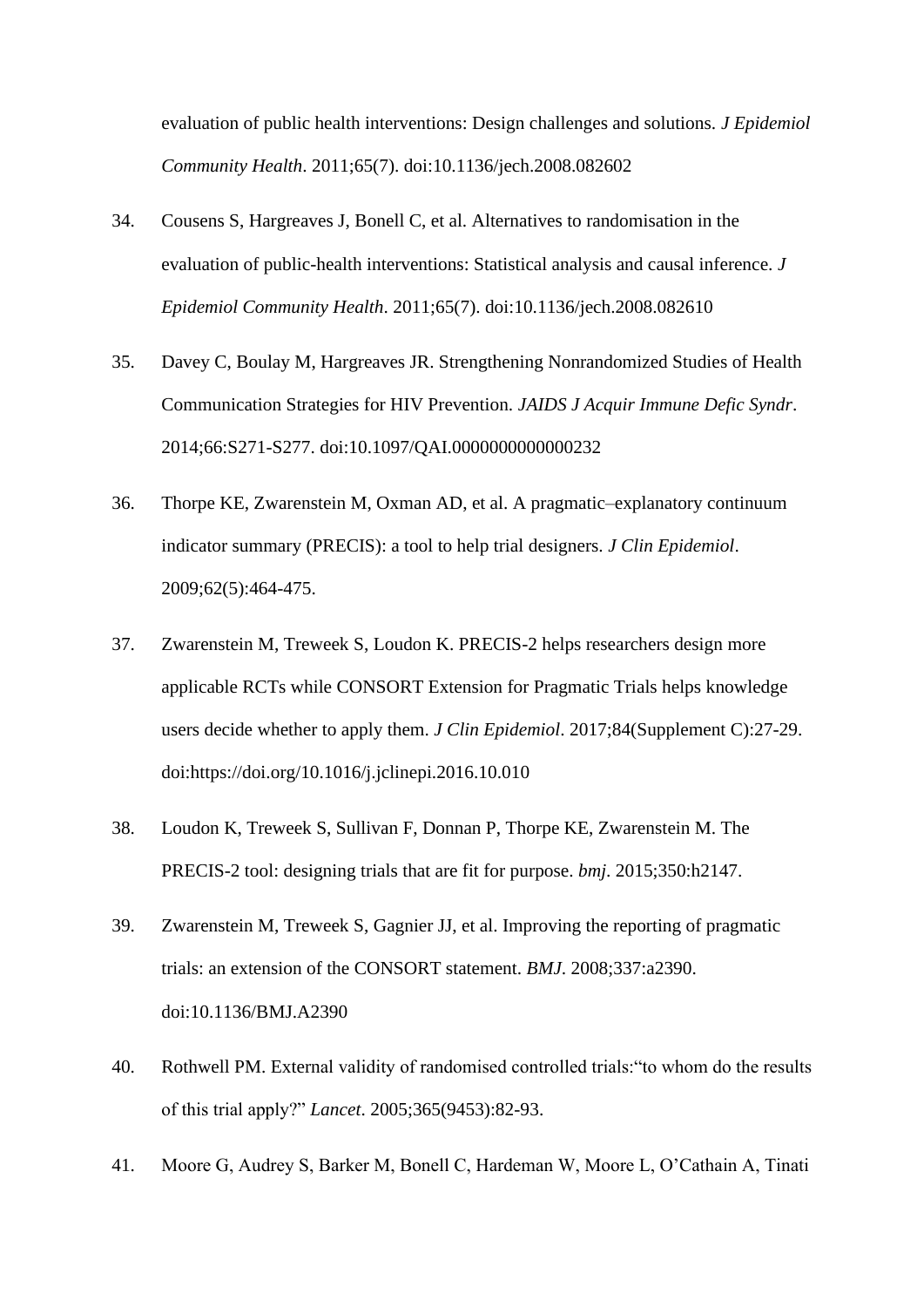evaluation of public health interventions: Design challenges and solutions. *J Epidemiol Community Health*. 2011;65(7). doi:10.1136/jech.2008.082602

34. Cousens S, Hargreaves J, Bonell C, et al. Alternatives to randomisation in the evaluation of public-health interventions: Statistical analysis and causal inference. *J Epidemiol Community Health*. 2011;65(7). doi:10.1136/jech.2008.082610

35. Davey C, Boulay M, Hargreaves JR. Strengthening Nonrandomized Studies of Health Communication Strategies for HIV Prevention. *JAIDS J Acquir Immune Defic Syndr*. 2014;66:S271-S277. doi:10.1097/QAI.0000000000000232

36. Thorpe KE, Zwarenstein M, Oxman AD, et al. A pragmatic–explanatory continuum indicator summary (PRECIS): a tool to help trial designers. *J Clin Epidemiol*. 2009;62(5):464-475.

37. Zwarenstein M, Treweek S, Loudon K. PRECIS-2 helps researchers design more applicable RCTs while CONSORT Extension for Pragmatic Trials helps knowledge users decide whether to apply them. *J Clin Epidemiol*. 2017;84(Supplement C):27-29. doi:https://doi.org/10.1016/j.jclinepi.2016.10.010

38. Loudon K, Treweek S, Sullivan F, Donnan P, Thorpe KE, Zwarenstein M. The PRECIS-2 tool: designing trials that are fit for purpose. *bmj*. 2015;350:h2147.

39. Zwarenstein M, Treweek S, Gagnier JJ, et al. Improving the reporting of pragmatic trials: an extension of the CONSORT statement. *BMJ*. 2008;337:a2390. doi:10.1136/BMJ.A2390

40. Rothwell PM. External validity of randomised controlled trials:"to whom do the results of this trial apply?" *Lancet*. 2005;365(9453):82-93.

41. Moore G, Audrey S, Barker M, Bonell C, Hardeman W, Moore L, O'Cathain A, Tinati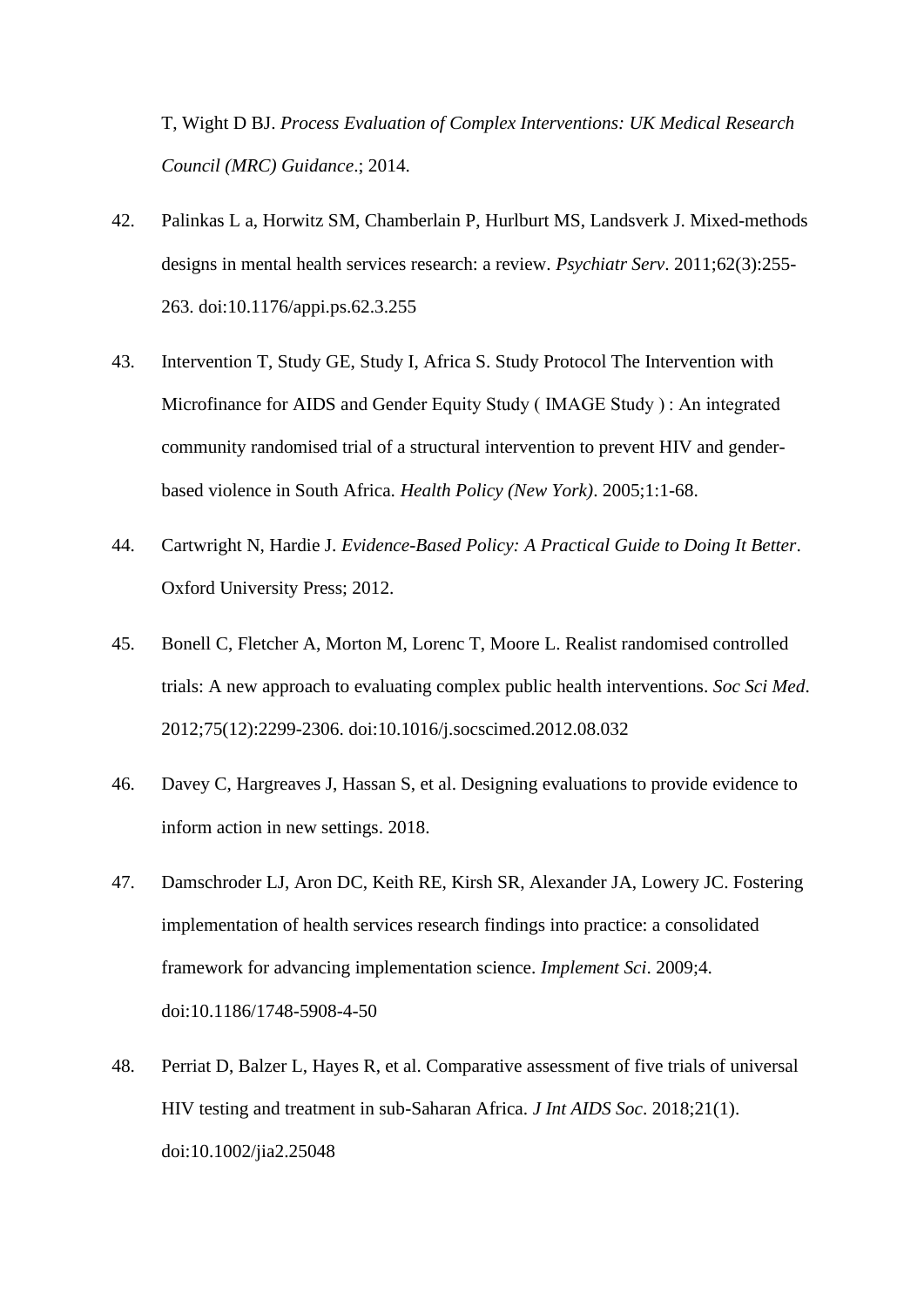T, Wight D BJ. *Process Evaluation of Complex Interventions: UK Medical Research Council (MRC) Guidance*.; 2014.

42. Palinkas L a, Horwitz SM, Chamberlain P, Hurlburt MS, Landsverk J. Mixed-methods designs in mental health services research: a review. *Psychiatr Serv*. 2011;62(3):255-263. doi:10.1176/appi.ps.62.3.255

43. Intervention T, Study GE, Study I, Africa S. Study Protocol The Intervention with Microfinance for AIDS and Gender Equity Study ( IMAGE Study ) : An integrated community randomised trial of a structural intervention to prevent HIV and gender-based violence in South Africa. *Health Policy (New York)*. 2005;1:1-68.

44. Cartwright N, Hardie J. *Evidence-Based Policy: A Practical Guide to Doing It Better*. Oxford University Press; 2012.

45. Bonell C, Fletcher A, Morton M, Lorenc T, Moore L. Realist randomised controlled trials: A new approach to evaluating complex public health interventions. *Soc Sci Med*. 2012;75(12):2299-2306. doi:10.1016/j.socscimed.2012.08.032

46. Davey C, Hargreaves J, Hassan S, et al. Designing evaluations to provide evidence to inform action in new settings. 2018.

47. Damschroder LJ, Aron DC, Keith RE, Kirsh SR, Alexander JA, Lowery JC. Fostering implementation of health services research findings into practice: a consolidated framework for advancing implementation science. *Implement Sci*. 2009;4. doi:10.1186/1748-5908-4-50

48. Perriat D, Balzer L, Hayes R, et al. Comparative assessment of five trials of universal HIV testing and treatment in sub-Saharan Africa. *J Int AIDS Soc*. 2018;21(1). doi:10.1002/jia2.25048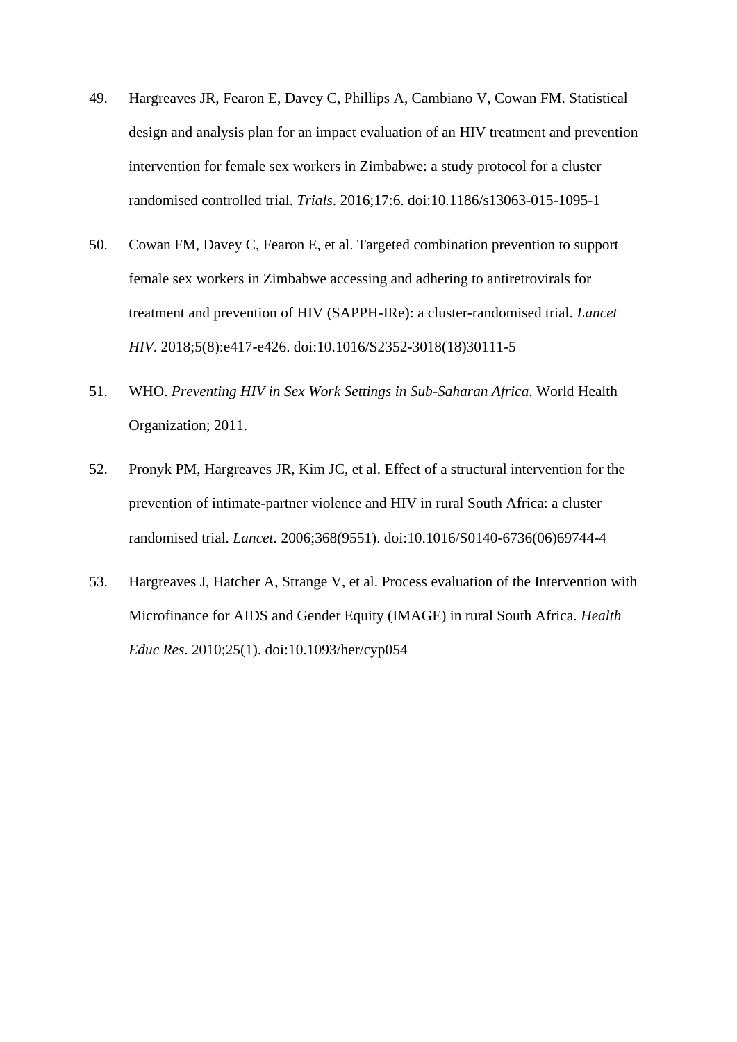49. Hargreaves JR, Fearon E, Davey C, Phillips A, Cambiano V, Cowan FM. Statistical design and analysis plan for an impact evaluation of an HIV treatment and prevention intervention for female sex workers in Zimbabwe: a study protocol for a cluster randomised controlled trial. *Trials*. 2016;17:6. doi:10.1186/s13063-015-1095-1

50. Cowan FM, Davey C, Fearon E, et al. Targeted combination prevention to support female sex workers in Zimbabwe accessing and adhering to antiretrovirals for treatment and prevention of HIV (SAPPH-IRe): a cluster-randomised trial. *Lancet HIV*. 2018;5(8):e417-e426. doi:10.1016/S2352-3018(18)30111-5

51. WHO. *Preventing HIV in Sex Work Settings in Sub-Saharan Africa*. World Health Organization; 2011.

52. Pronyk PM, Hargreaves JR, Kim JC, et al. Effect of a structural intervention for the prevention of intimate-partner violence and HIV in rural South Africa: a cluster randomised trial. *Lancet*. 2006;368(9551). doi:10.1016/S0140-6736(06)69744-4

53. Hargreaves J, Hatcher A, Strange V, et al. Process evaluation of the Intervention with Microfinance for AIDS and Gender Equity (IMAGE) in rural South Africa. *Health Educ Res*. 2010;25(1). doi:10.1093/her/cyp054